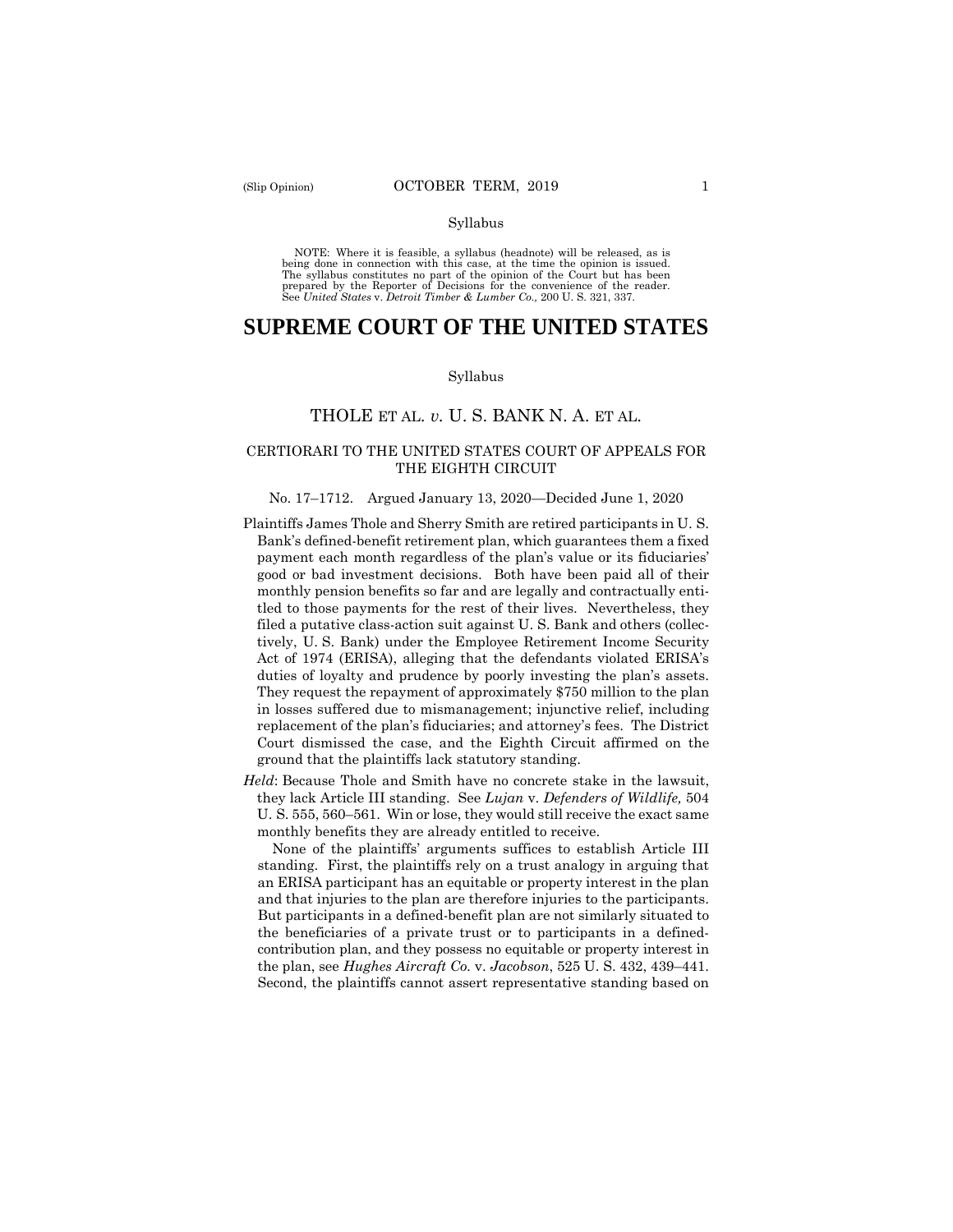Syllabus

NOTE: Where it is feasible, a syllabus (headnote) will be released, as is being done in connection with this case, at the time the opinion is issued. The syllabus constitutes no part of the opinion of the Court but has been prepared by the Reporter of Decisions for the convenience of the reader. See *United States* v. *Detroit Timber & Lumber Co.,* 200 U. S. 321, 337.

# SUPREME COURT OF THE UNITED STATES

Syllabus

## THOLE ET AL. *v.* U. S. BANK N. A. ET AL.

### CERTIORARI TO THE UNITED STATES COURT OF APPEALS FOR THE EIGHTH CIRCUIT

No. 17–1712. Argued January 13, 2020—Decided June 1, 2020

Plaintiffs James Thole and Sherry Smith are retired participants in U. S. Bank's defined-benefit retirement plan, which guarantees them a fixed payment each month regardless of the plan's value or its fiduciaries' good or bad investment decisions. Both have been paid all of their monthly pension benefits so far and are legally and contractually entitled to those payments for the rest of their lives. Nevertheless, they filed a putative class-action suit against U. S. Bank and others (collectively, U. S. Bank) under the Employee Retirement Income Security Act of 1974 (ERISA), alleging that the defendants violated ERISA's duties of loyalty and prudence by poorly investing the plan's assets. They request the repayment of approximately $750 million to the plan in losses suffered due to mismanagement; injunctive relief, including replacement of the plan's fiduciaries; and attorney's fees. The District Court dismissed the case, and the Eighth Circuit affirmed on the ground that the plaintiffs lack statutory standing.

*Held*: Because Thole and Smith have no concrete stake in the lawsuit, they lack Article III standing. See *Lujan* v. *Defenders of Wildlife,* 504 U. S. 555, 560–561. Win or lose, they would still receive the exact same monthly benefits they are already entitled to receive.

None of the plaintiffs' arguments suffices to establish Article III standing. First, the plaintiffs rely on a trust analogy in arguing that an ERISA participant has an equitable or property interest in the plan and that injuries to the plan are therefore injuries to the participants. But participants in a defined-benefit plan are not similarly situated to the beneficiaries of a private trust or to participants in a defined-contribution plan, and they possess no equitable or property interest in the plan, see *Hughes Aircraft Co.* v. *Jacobson*, 525 U. S. 432, 439–441. Second, the plaintiffs cannot assert representative standing based on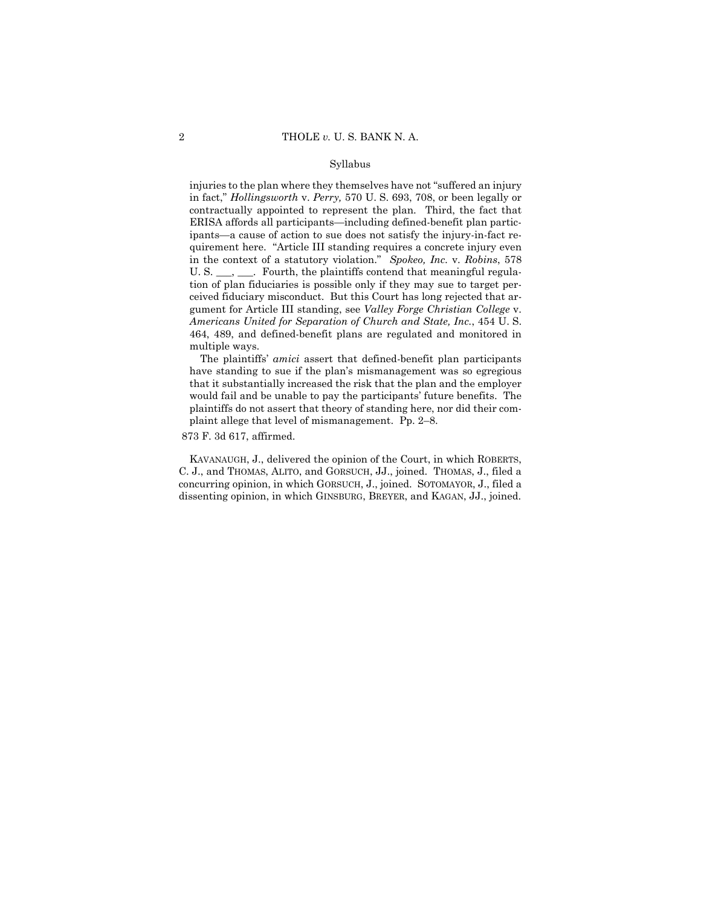Syllabus

injuries to the plan where they themselves have not "suffered an injury in fact," *Hollingsworth* v. *Perry,* 570 U. S. 693, 708, or been legally or contractually appointed to represent the plan. Third, the fact that ERISA affords all participants—including defined-benefit plan participants—a cause of action to sue does not satisfy the injury-in-fact requirement here. "Article III standing requires a concrete injury even in the context of a statutory violation." *Spokeo, Inc.* v. *Robins*, 578 U. S. ___, ___. Fourth, the plaintiffs contend that meaningful regulation of plan fiduciaries is possible only if they may sue to target perceived fiduciary misconduct. But this Court has long rejected that argument for Article III standing, see *Valley Forge Christian College* v. *Americans United for Separation of Church and State, Inc.*, 454 U. S. 464, 489, and defined-benefit plans are regulated and monitored in multiple ways.

The plaintiffs' *amici* assert that defined-benefit plan participants have standing to sue if the plan's mismanagement was so egregious that it substantially increased the risk that the plan and the employer would fail and be unable to pay the participants' future benefits. The plaintiffs do not assert that theory of standing here, nor did their complaint allege that level of mismanagement. Pp. 2–8.

873 F. 3d 617, affirmed.

KAVANAUGH, J., delivered the opinion of the Court, in which ROBERTS, C. J., and THOMAS, ALITO, and GORSUCH, JJ., joined. THOMAS, J., filed a concurring opinion, in which GORSUCH, J., joined. SOTOMAYOR, J., filed a dissenting opinion, in which GINSBURG, BREYER, and KAGAN, JJ., joined.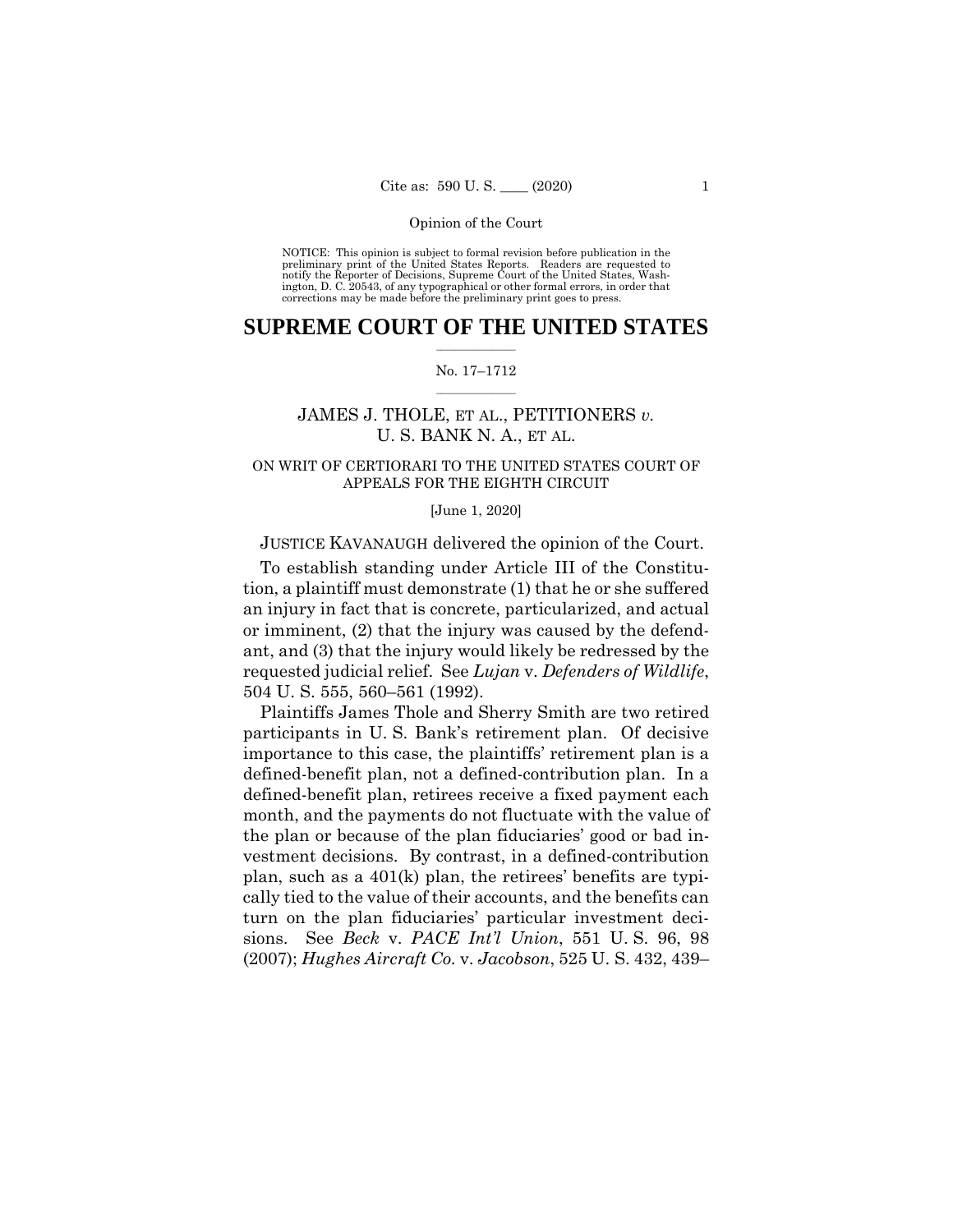NOTICE: This opinion is subject to formal revision before publication in the preliminary print of the United States Reports. Readers are requested to notify the Reporter of Decisions, Supreme Court of the United States, Washington, D. C. 20543, of any typographical or other formal errors, in order that corrections may be made before the preliminary print goes to press.

# SUPREME COURT OF THE UNITED STATES

No. 17–1712

JAMES J. THOLE, ET AL., PETITIONERS *v.* U. S. BANK N. A., ET AL.

ON WRIT OF CERTIORARI TO THE UNITED STATES COURT OF APPEALS FOR THE EIGHTH CIRCUIT

[June 1, 2020]

JUSTICE KAVANAUGH delivered the opinion of the Court.

To establish standing under Article III of the Constitution, a plaintiff must demonstrate (1) that he or she suffered an injury in fact that is concrete, particularized, and actual or imminent, (2) that the injury was caused by the defendant, and (3) that the injury would likely be redressed by the requested judicial relief. See *Lujan* v. *Defenders of Wildlife*, 504 U. S. 555, 560–561 (1992).

Plaintiffs James Thole and Sherry Smith are two retired participants in U. S. Bank's retirement plan. Of decisive importance to this case, the plaintiffs' retirement plan is a defined-benefit plan, not a defined-contribution plan. In a defined-benefit plan, retirees receive a fixed payment each month, and the payments do not fluctuate with the value of the plan or because of the plan fiduciaries' good or bad investment decisions. By contrast, in a defined-contribution plan, such as a 401(k) plan, the retirees' benefits are typically tied to the value of their accounts, and the benefits can turn on the plan fiduciaries' particular investment decisions. See *Beck* v. *PACE Int'l Union*, 551 U. S. 96, 98 (2007); *Hughes Aircraft Co.* v. *Jacobson*, 525 U. S. 432, 439–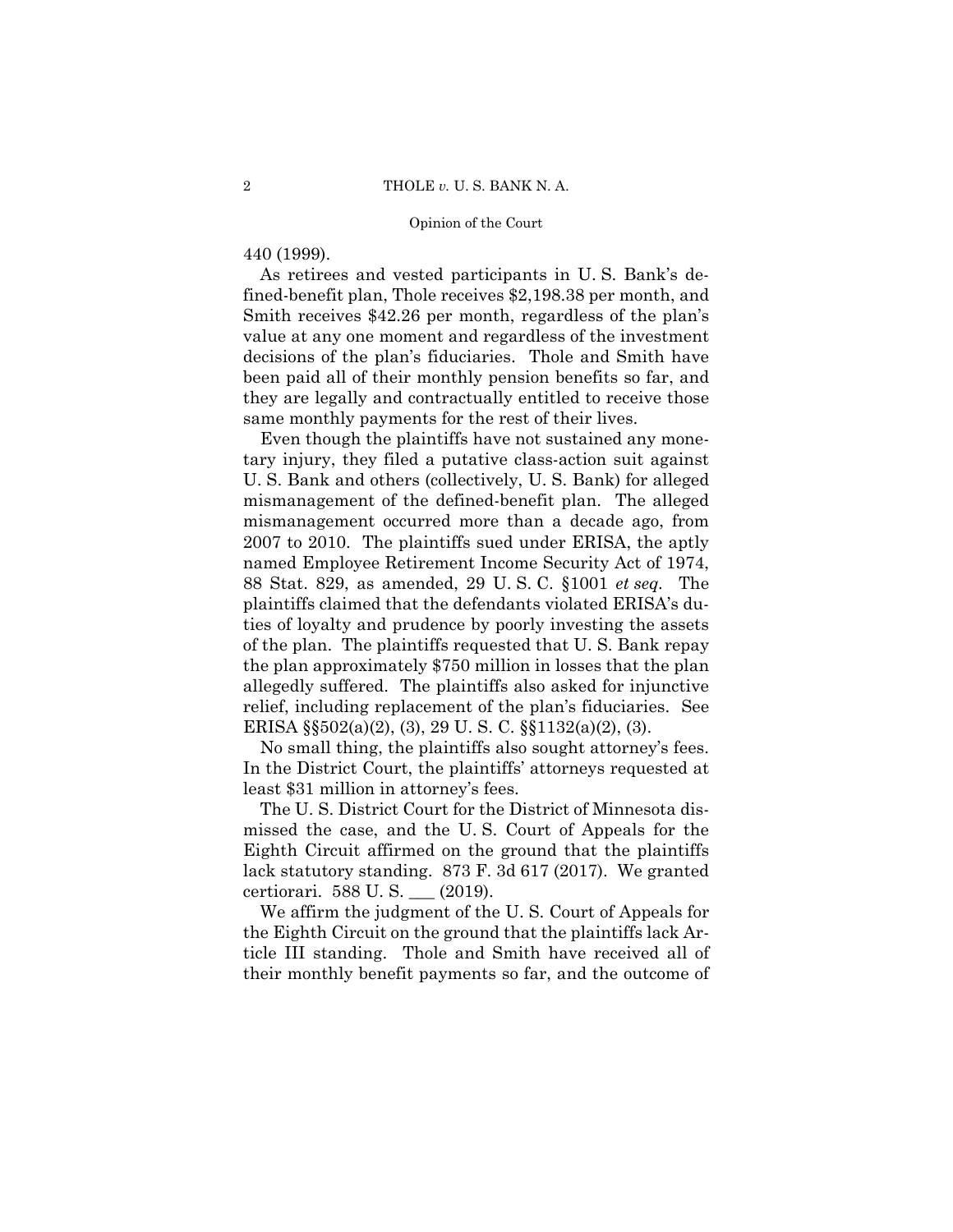440 (1999).

As retirees and vested participants in U. S. Bank's defined-benefit plan, Thole receives $2,198.38 per month, and Smith receives $42.26 per month, regardless of the plan's value at any one moment and regardless of the investment decisions of the plan's fiduciaries. Thole and Smith have been paid all of their monthly pension benefits so far, and they are legally and contractually entitled to receive those same monthly payments for the rest of their lives.

Even though the plaintiffs have not sustained any monetary injury, they filed a putative class-action suit against U. S. Bank and others (collectively, U. S. Bank) for alleged mismanagement of the defined-benefit plan. The alleged mismanagement occurred more than a decade ago, from 2007 to 2010. The plaintiffs sued under ERISA, the aptly named Employee Retirement Income Security Act of 1974, 88 Stat. 829, as amended, 29 U. S. C. §1001 *et seq.* The plaintiffs claimed that the defendants violated ERISA's duties of loyalty and prudence by poorly investing the assets of the plan. The plaintiffs requested that U. S. Bank repay the plan approximately $750 million in losses that the plan allegedly suffered. The plaintiffs also asked for injunctive relief, including replacement of the plan's fiduciaries. See ERISA §§502(a)(2), (3), 29 U. S. C. §§1132(a)(2), (3).

No small thing, the plaintiffs also sought attorney's fees. In the District Court, the plaintiffs' attorneys requested at least $31 million in attorney's fees.

The U. S. District Court for the District of Minnesota dismissed the case, and the U. S. Court of Appeals for the Eighth Circuit affirmed on the ground that the plaintiffs lack statutory standing. 873 F. 3d 617 (2017). We granted certiorari. 588 U. S. ___ (2019).

We affirm the judgment of the U. S. Court of Appeals for the Eighth Circuit on the ground that the plaintiffs lack Article III standing. Thole and Smith have received all of their monthly benefit payments so far, and the outcome of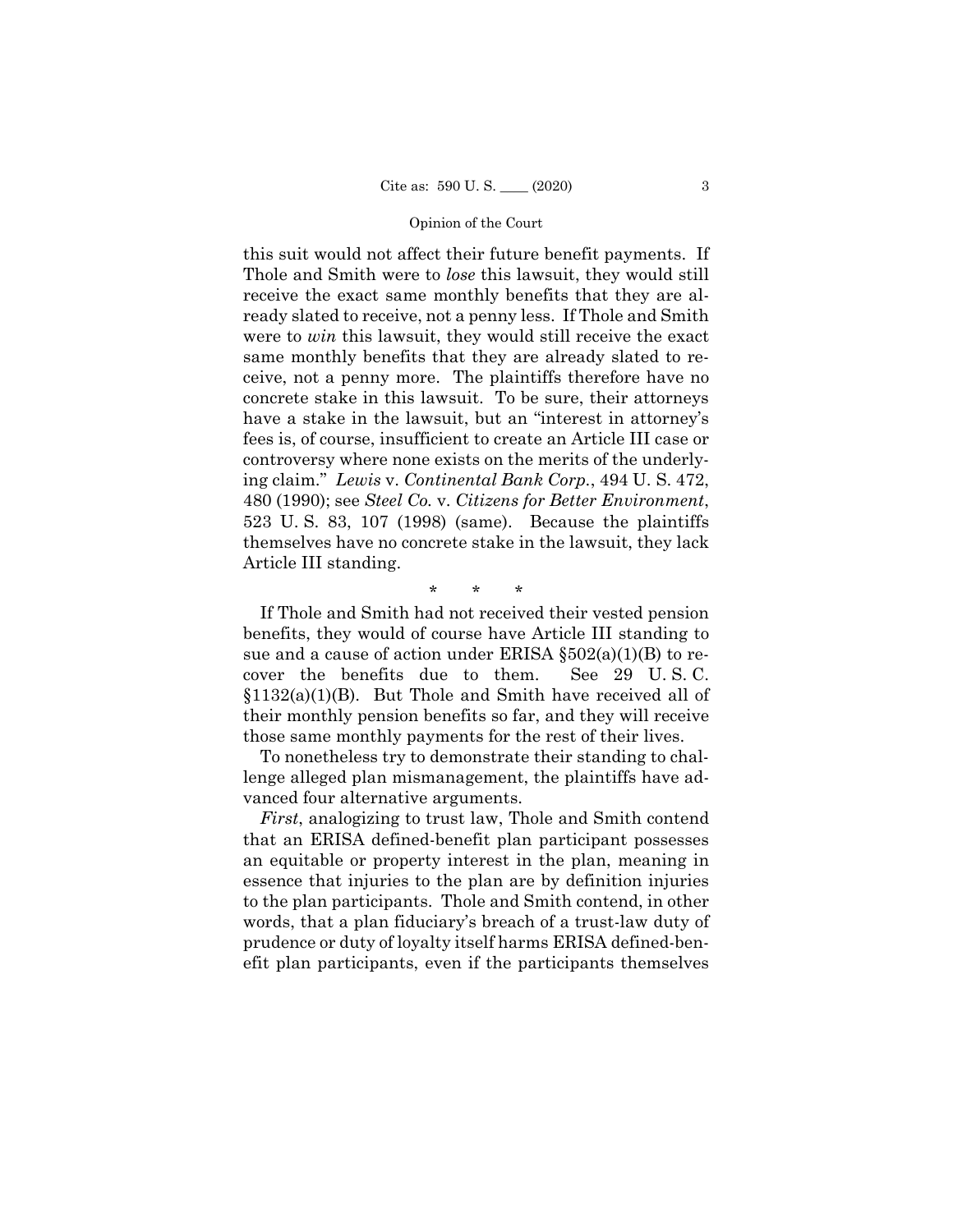this suit would not affect their future benefit payments. If Thole and Smith were to *lose* this lawsuit, they would still receive the exact same monthly benefits that they are already slated to receive, not a penny less. If Thole and Smith were to *win* this lawsuit, they would still receive the exact same monthly benefits that they are already slated to receive, not a penny more. The plaintiffs therefore have no concrete stake in this lawsuit. To be sure, their attorneys have a stake in the lawsuit, but an "interest in attorney's fees is, of course, insufficient to create an Article III case or controversy where none exists on the merits of the underlying claim." *Lewis* v. *Continental Bank Corp.*, 494 U. S. 472, 480 (1990); see *Steel Co.* v. *Citizens for Better Environment*, 523 U. S. 83, 107 (1998) (same). Because the plaintiffs themselves have no concrete stake in the lawsuit, they lack Article III standing.

\* \* \*

If Thole and Smith had not received their vested pension benefits, they would of course have Article III standing to sue and a cause of action under ERISA §502(a)(1)(B) to recover the benefits due to them. See 29 U. S. C. §1132(a)(1)(B). But Thole and Smith have received all of their monthly pension benefits so far, and they will receive those same monthly payments for the rest of their lives.

To nonetheless try to demonstrate their standing to challenge alleged plan mismanagement, the plaintiffs have advanced four alternative arguments.

*First*, analogizing to trust law, Thole and Smith contend that an ERISA defined-benefit plan participant possesses an equitable or property interest in the plan, meaning in essence that injuries to the plan are by definition injuries to the plan participants. Thole and Smith contend, in other words, that a plan fiduciary's breach of a trust-law duty of prudence or duty of loyalty itself harms ERISA defined-benefit plan participants, even if the participants themselves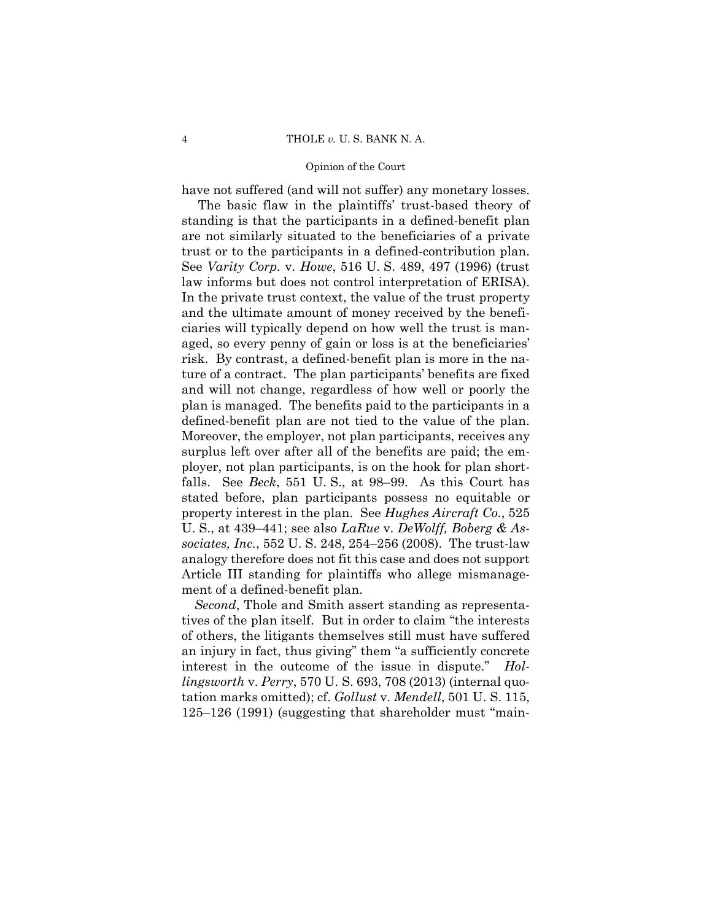have not suffered (and will not suffer) any monetary losses.

The basic flaw in the plaintiffs' trust-based theory of standing is that the participants in a defined-benefit plan are not similarly situated to the beneficiaries of a private trust or to the participants in a defined-contribution plan. See *Varity Corp.* v. *Howe*, 516 U. S. 489, 497 (1996) (trust law informs but does not control interpretation of ERISA). In the private trust context, the value of the trust property and the ultimate amount of money received by the beneficiaries will typically depend on how well the trust is managed, so every penny of gain or loss is at the beneficiaries' risk. By contrast, a defined-benefit plan is more in the nature of a contract. The plan participants' benefits are fixed and will not change, regardless of how well or poorly the plan is managed. The benefits paid to the participants in a defined-benefit plan are not tied to the value of the plan. Moreover, the employer, not plan participants, receives any surplus left over after all of the benefits are paid; the employer, not plan participants, is on the hook for plan shortfalls. See *Beck*, 551 U. S., at 98–99. As this Court has stated before, plan participants possess no equitable or property interest in the plan. See *Hughes Aircraft Co.*, 525 U. S., at 439–441; see also *LaRue* v. *DeWolff, Boberg & Associates, Inc.*, 552 U. S. 248, 254–256 (2008). The trust-law analogy therefore does not fit this case and does not support Article III standing for plaintiffs who allege mismanagement of a defined-benefit plan.

*Second*, Thole and Smith assert standing as representatives of the plan itself. But in order to claim "the interests of others, the litigants themselves still must have suffered an injury in fact, thus giving" them "a sufficiently concrete interest in the outcome of the issue in dispute." *Hollingsworth* v. *Perry*, 570 U. S. 693, 708 (2013) (internal quotation marks omitted); cf. *Gollust* v. *Mendell*, 501 U. S. 115, 125–126 (1991) (suggesting that shareholder must "main-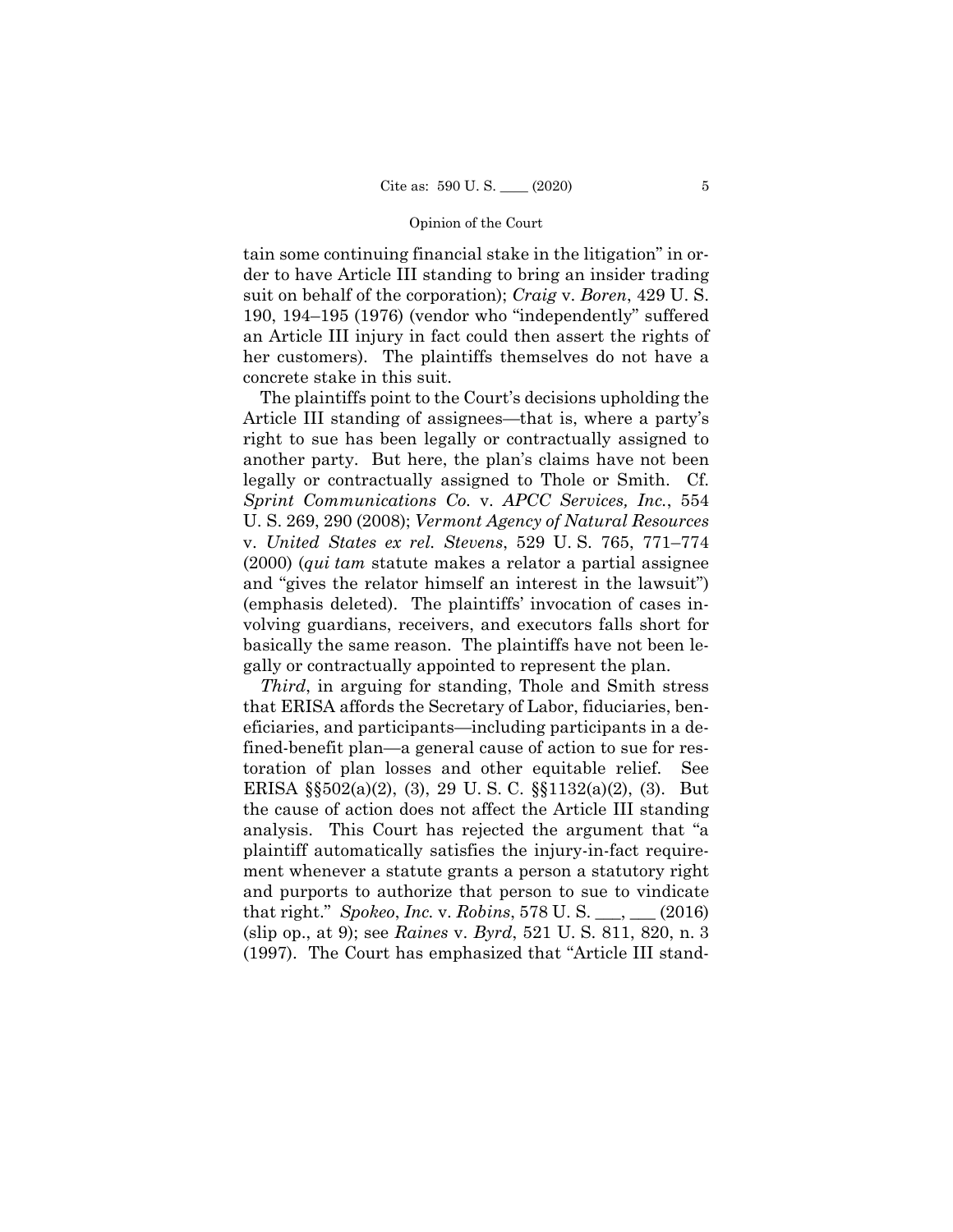tain some continuing financial stake in the litigation" in order to have Article III standing to bring an insider trading suit on behalf of the corporation); *Craig* v. *Boren*, 429 U. S. 190, 194–195 (1976) (vendor who "independently" suffered an Article III injury in fact could then assert the rights of her customers). The plaintiffs themselves do not have a concrete stake in this suit.

The plaintiffs point to the Court's decisions upholding the Article III standing of assignees—that is, where a party's right to sue has been legally or contractually assigned to another party. But here, the plan's claims have not been legally or contractually assigned to Thole or Smith. Cf. *Sprint Communications Co.* v. *APCC Services, Inc.*, 554 U. S. 269, 290 (2008); *Vermont Agency of Natural Resources* v. *United States ex rel. Stevens*, 529 U. S. 765, 771–774 (2000) (*qui tam* statute makes a relator a partial assignee and "gives the relator himself an interest in the lawsuit") (emphasis deleted). The plaintiffs' invocation of cases involving guardians, receivers, and executors falls short for basically the same reason. The plaintiffs have not been legally or contractually appointed to represent the plan.

*Third*, in arguing for standing, Thole and Smith stress that ERISA affords the Secretary of Labor, fiduciaries, beneficiaries, and participants—including participants in a defined-benefit plan—a general cause of action to sue for restoration of plan losses and other equitable relief. See ERISA §§502(a)(2), (3), 29 U. S. C. §§1132(a)(2), (3). But the cause of action does not affect the Article III standing analysis. This Court has rejected the argument that "a plaintiff automatically satisfies the injury-in-fact requirement whenever a statute grants a person a statutory right and purports to authorize that person to sue to vindicate that right." *Spokeo*, *Inc.* v. *Robins*, 578 U. S. ___, ___ (2016) (slip op., at 9); see *Raines* v. *Byrd*, 521 U. S. 811, 820, n. 3 (1997). The Court has emphasized that "Article III stand-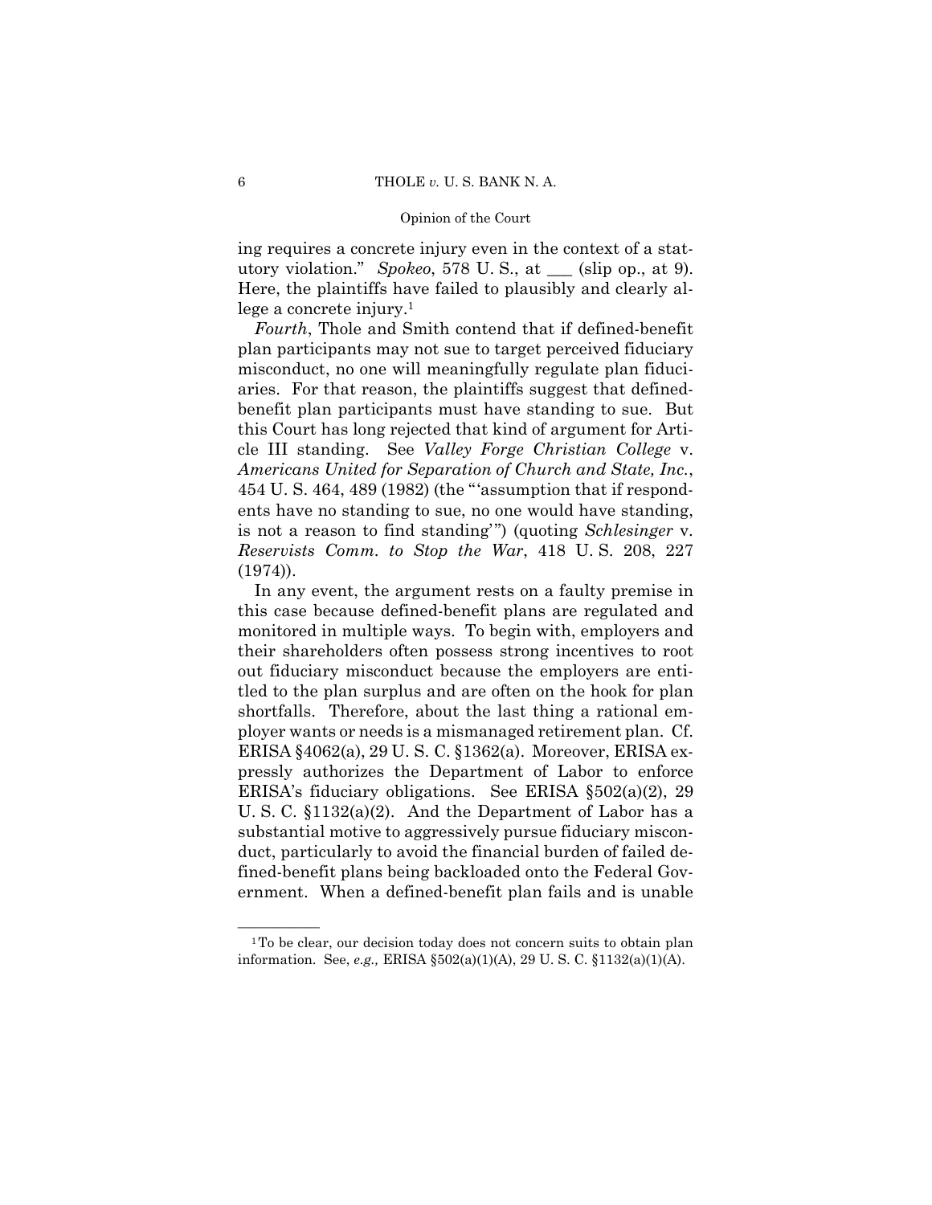ing requires a concrete injury even in the context of a statutory violation." *Spokeo*, 578 U. S., at ___ (slip op., at 9). Here, the plaintiffs have failed to plausibly and clearly allege a concrete injury.[1]

*Fourth*, Thole and Smith contend that if defined-benefit plan participants may not sue to target perceived fiduciary misconduct, no one will meaningfully regulate plan fiduciaries. For that reason, the plaintiffs suggest that defined-benefit plan participants must have standing to sue. But this Court has long rejected that kind of argument for Article III standing. See *Valley Forge Christian College* v. *Americans United for Separation of Church and State, Inc.*, 454 U. S. 464, 489 (1982) (the "'assumption that if respondents have no standing to sue, no one would have standing, is not a reason to find standing'") (quoting *Schlesinger* v. *Reservists Comm. to Stop the War*, 418 U. S. 208, 227 (1974)).

In any event, the argument rests on a faulty premise in this case because defined-benefit plans are regulated and monitored in multiple ways. To begin with, employers and their shareholders often possess strong incentives to root out fiduciary misconduct because the employers are entitled to the plan surplus and are often on the hook for plan shortfalls. Therefore, about the last thing a rational employer wants or needs is a mismanaged retirement plan. Cf. ERISA §4062(a), 29 U. S. C. §1362(a). Moreover, ERISA expressly authorizes the Department of Labor to enforce ERISA's fiduciary obligations. See ERISA §502(a)(2), 29 U. S. C. §1132(a)(2). And the Department of Labor has a substantial motive to aggressively pursue fiduciary misconduct, particularly to avoid the financial burden of failed defined-benefit plans being backloaded onto the Federal Government. When a defined-benefit plan fails and is unable

---

[1] To be clear, our decision today does not concern suits to obtain plan information. See, *e.g.,* ERISA §502(a)(1)(A), 29 U. S. C. §1132(a)(1)(A).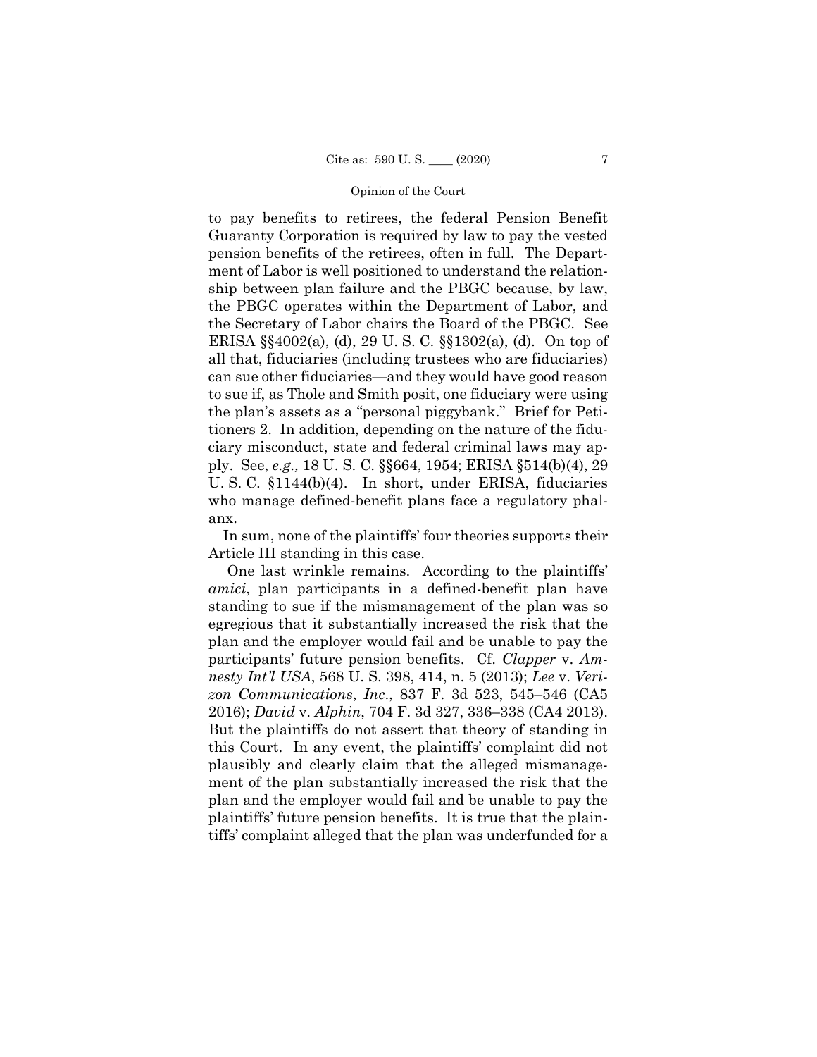to pay benefits to retirees, the federal Pension Benefit Guaranty Corporation is required by law to pay the vested pension benefits of the retirees, often in full. The Department of Labor is well positioned to understand the relationship between plan failure and the PBGC because, by law, the PBGC operates within the Department of Labor, and the Secretary of Labor chairs the Board of the PBGC. See ERISA §§4002(a), (d), 29 U. S. C. §§1302(a), (d). On top of all that, fiduciaries (including trustees who are fiduciaries) can sue other fiduciaries—and they would have good reason to sue if, as Thole and Smith posit, one fiduciary were using the plan's assets as a "personal piggybank." Brief for Petitioners 2. In addition, depending on the nature of the fiduciary misconduct, state and federal criminal laws may apply. See, *e.g.,* 18 U. S. C. §§664, 1954; ERISA §514(b)(4), 29 U. S. C. §1144(b)(4). In short, under ERISA, fiduciaries who manage defined-benefit plans face a regulatory phalanx.

In sum, none of the plaintiffs' four theories supports their Article III standing in this case.

One last wrinkle remains. According to the plaintiffs' *amici*, plan participants in a defined-benefit plan have standing to sue if the mismanagement of the plan was so egregious that it substantially increased the risk that the plan and the employer would fail and be unable to pay the participants' future pension benefits. Cf. *Clapper* v. *Amnesty Int'l USA*, 568 U. S. 398, 414, n. 5 (2013); *Lee* v. *Verizon Communications*, *Inc*., 837 F. 3d 523, 545–546 (CA5 2016); *David* v. *Alphin*, 704 F. 3d 327, 336–338 (CA4 2013). But the plaintiffs do not assert that theory of standing in this Court. In any event, the plaintiffs' complaint did not plausibly and clearly claim that the alleged mismanagement of the plan substantially increased the risk that the plan and the employer would fail and be unable to pay the plaintiffs' future pension benefits. It is true that the plaintiffs' complaint alleged that the plan was underfunded for a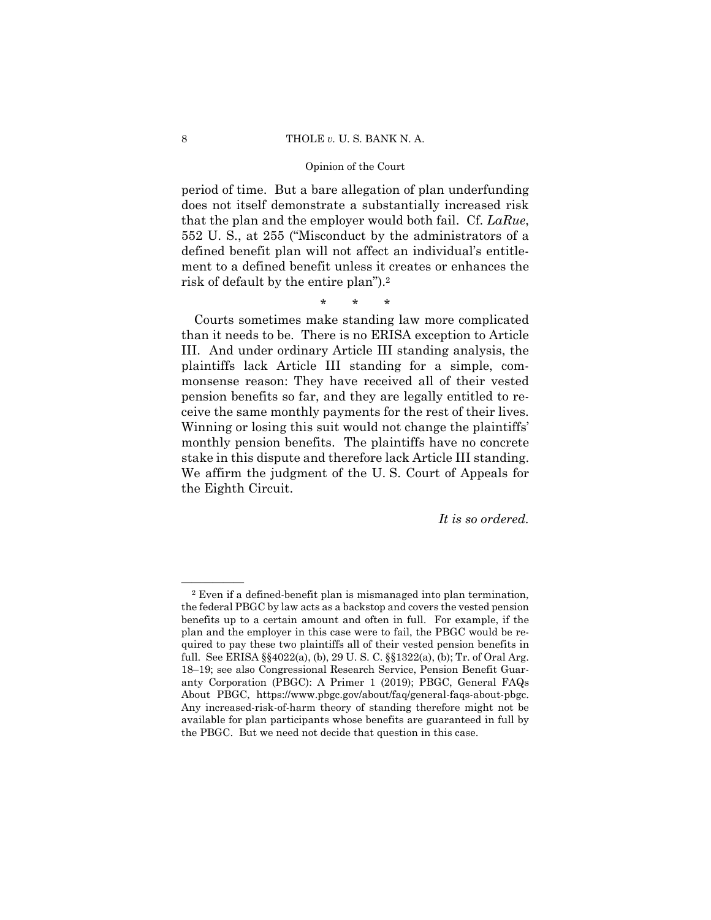period of time. But a bare allegation of plan underfunding does not itself demonstrate a substantially increased risk that the plan and the employer would both fail. Cf. *LaRue*, 552 U. S., at 255 ("Misconduct by the administrators of a defined benefit plan will not affect an individual's entitlement to a defined benefit unless it creates or enhances the risk of default by the entire plan").[2]

\* \* \*

Courts sometimes make standing law more complicated than it needs to be. There is no ERISA exception to Article III. And under ordinary Article III standing analysis, the plaintiffs lack Article III standing for a simple, commonsense reason: They have received all of their vested pension benefits so far, and they are legally entitled to receive the same monthly payments for the rest of their lives. Winning or losing this suit would not change the plaintiffs' monthly pension benefits. The plaintiffs have no concrete stake in this dispute and therefore lack Article III standing. We affirm the judgment of the U. S. Court of Appeals for the Eighth Circuit.

*It is so ordered.*

---

[2] Even if a defined-benefit plan is mismanaged into plan termination, the federal PBGC by law acts as a backstop and covers the vested pension benefits up to a certain amount and often in full. For example, if the plan and the employer in this case were to fail, the PBGC would be required to pay these two plaintiffs all of their vested pension benefits in full. See ERISA §§4022(a), (b), 29 U. S. C. §§1322(a), (b); Tr. of Oral Arg. 18–19; see also Congressional Research Service, Pension Benefit Guaranty Corporation (PBGC): A Primer 1 (2019); PBGC, General FAQs About PBGC, https://www.pbgc.gov/about/faq/general-faqs-about-pbgc. Any increased-risk-of-harm theory of standing therefore might not be available for plan participants whose benefits are guaranteed in full by the PBGC. But we need not decide that question in this case.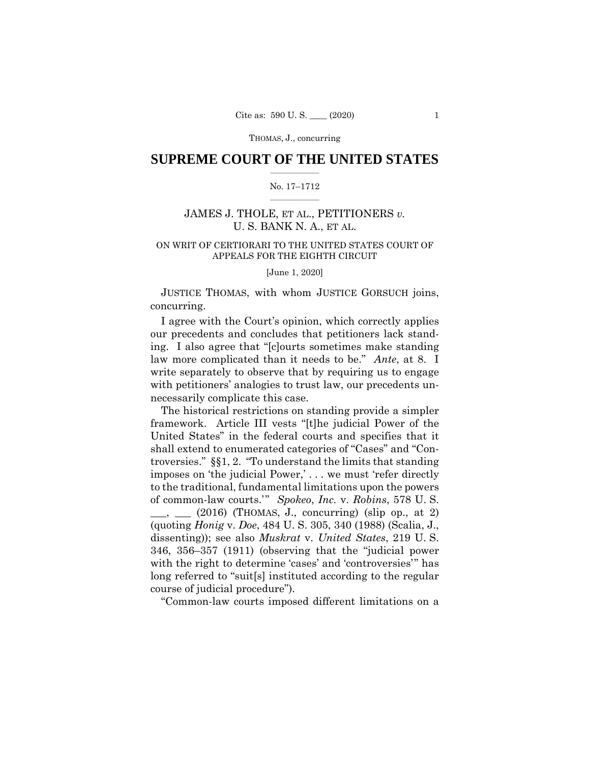# SUPREME COURT OF THE UNITED STATES

No. 17–1712

JAMES J. THOLE, ET AL., PETITIONERS *v.* U. S. BANK N. A., ET AL.

ON WRIT OF CERTIORARI TO THE UNITED STATES COURT OF APPEALS FOR THE EIGHTH CIRCUIT

[June 1, 2020]

JUSTICE THOMAS, with whom JUSTICE GORSUCH joins, concurring.

I agree with the Court's opinion, which correctly applies our precedents and concludes that petitioners lack standing. I also agree that "[c]ourts sometimes make standing law more complicated than it needs to be." *Ante*, at 8. I write separately to observe that by requiring us to engage with petitioners' analogies to trust law, our precedents unnecessarily complicate this case.

The historical restrictions on standing provide a simpler framework. Article III vests "[t]he judicial Power of the United States" in the federal courts and specifies that it shall extend to enumerated categories of "Cases" and "Controversies." §§1, 2. "To understand the limits that standing imposes on 'the judicial Power,' . . . we must 'refer directly to the traditional, fundamental limitations upon the powers of common-law courts.'" *Spokeo*, *Inc.* v. *Robins*, 578 U. S. ___, ___ (2016) (THOMAS, J., concurring) (slip op., at 2) (quoting *Honig* v. *Doe*, 484 U. S. 305, 340 (1988) (Scalia, J., dissenting)); see also *Muskrat* v. *United States*, 219 U. S. 346, 356–357 (1911) (observing that the "judicial power with the right to determine 'cases' and 'controversies'" has long referred to "suit[s] instituted according to the regular course of judicial procedure").

"Common-law courts imposed different limitations on a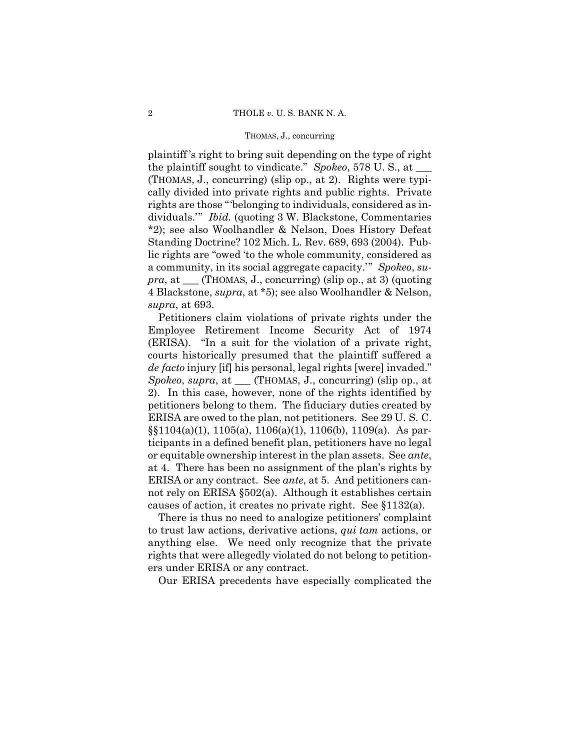plaintiff's right to bring suit depending on the type of right the plaintiff sought to vindicate." *Spokeo*, 578 U. S., at ___ (THOMAS, J., concurring) (slip op., at 2). Rights were typically divided into private rights and public rights. Private rights are those "'belonging to individuals, considered as individuals.'" *Ibid.* (quoting 3 W. Blackstone, Commentaries *2); see also Woolhandler & Nelson, Does History Defeat Standing Doctrine? 102 Mich. L. Rev. 689, 693 (2004). Public rights are "owed 'to the whole community, considered as a community, in its social aggregate capacity.'" *Spokeo*, *supra*, at ___ (THOMAS, J., concurring) (slip op., at 3) (quoting 4 Blackstone, *supra*, at *5); see also Woolhandler & Nelson, *supra*, at 693.

Petitioners claim violations of private rights under the Employee Retirement Income Security Act of 1974 (ERISA). "In a suit for the violation of a private right, courts historically presumed that the plaintiff suffered a *de facto* injury [if] his personal, legal rights [were] invaded." *Spokeo*, *supra*, at ___ (THOMAS, J., concurring) (slip op., at 2). In this case, however, none of the rights identified by petitioners belong to them. The fiduciary duties created by ERISA are owed to the plan, not petitioners. See 29 U. S. C. §§1104(a)(1), 1105(a), 1106(a)(1), 1106(b), 1109(a). As participants in a defined benefit plan, petitioners have no legal or equitable ownership interest in the plan assets. See *ante*, at 4. There has been no assignment of the plan's rights by ERISA or any contract. See *ante*, at 5. And petitioners cannot rely on ERISA §502(a). Although it establishes certain causes of action, it creates no private right. See §1132(a).

There is thus no need to analogize petitioners' complaint to trust law actions, derivative actions, *qui tam* actions, or anything else. We need only recognize that the private rights that were allegedly violated do not belong to petitioners under ERISA or any contract.

Our ERISA precedents have especially complicated the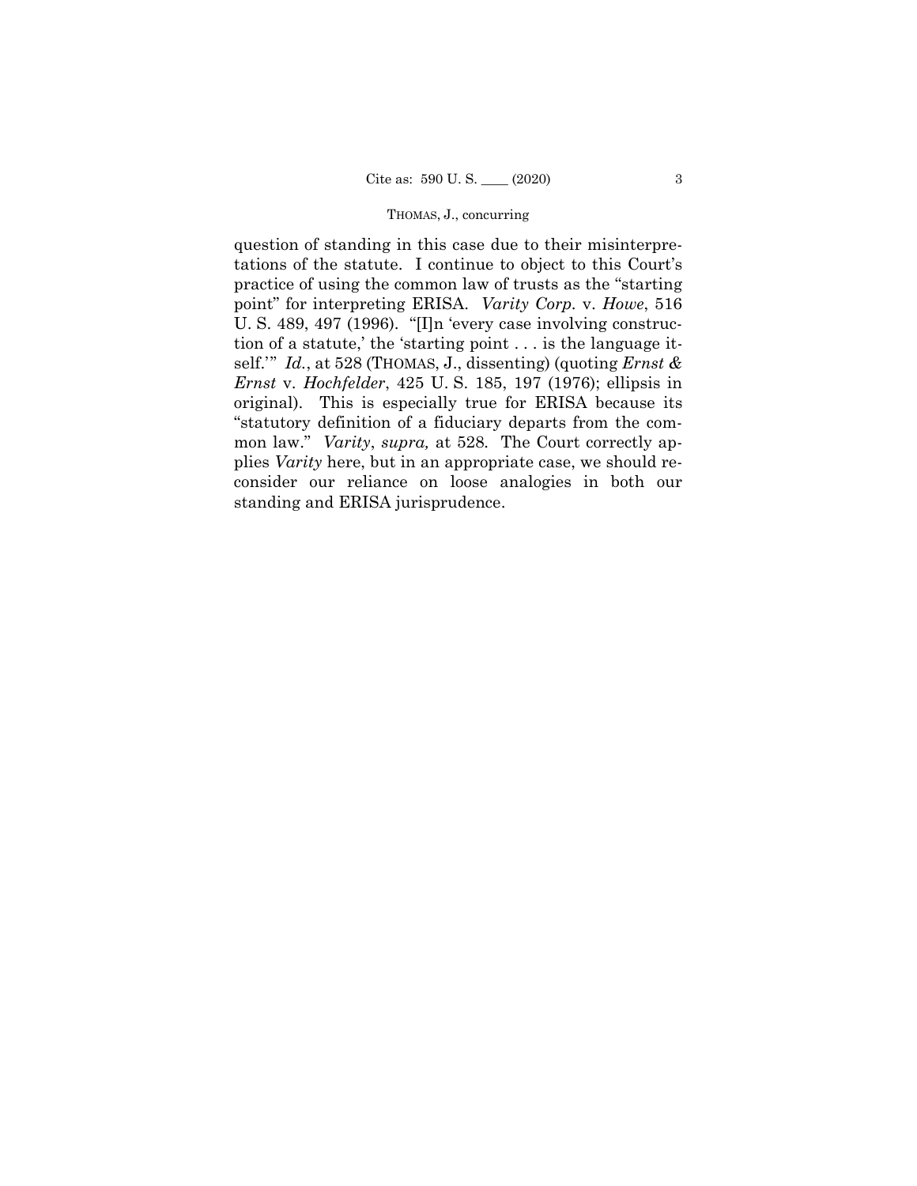question of standing in this case due to their misinterpretations of the statute. I continue to object to this Court's practice of using the common law of trusts as the "starting point" for interpreting ERISA. *Varity Corp.* v. *Howe*, 516 U. S. 489, 497 (1996). "[I]n 'every case involving construction of a statute,' the 'starting point . . . is the language itself.'" *Id.*, at 528 (THOMAS, J., dissenting) (quoting *Ernst & Ernst* v. *Hochfelder*, 425 U. S. 185, 197 (1976); ellipsis in original). This is especially true for ERISA because its "statutory definition of a fiduciary departs from the common law." *Varity*, *supra,* at 528. The Court correctly applies *Varity* here, but in an appropriate case, we should reconsider our reliance on loose analogies in both our standing and ERISA jurisprudence.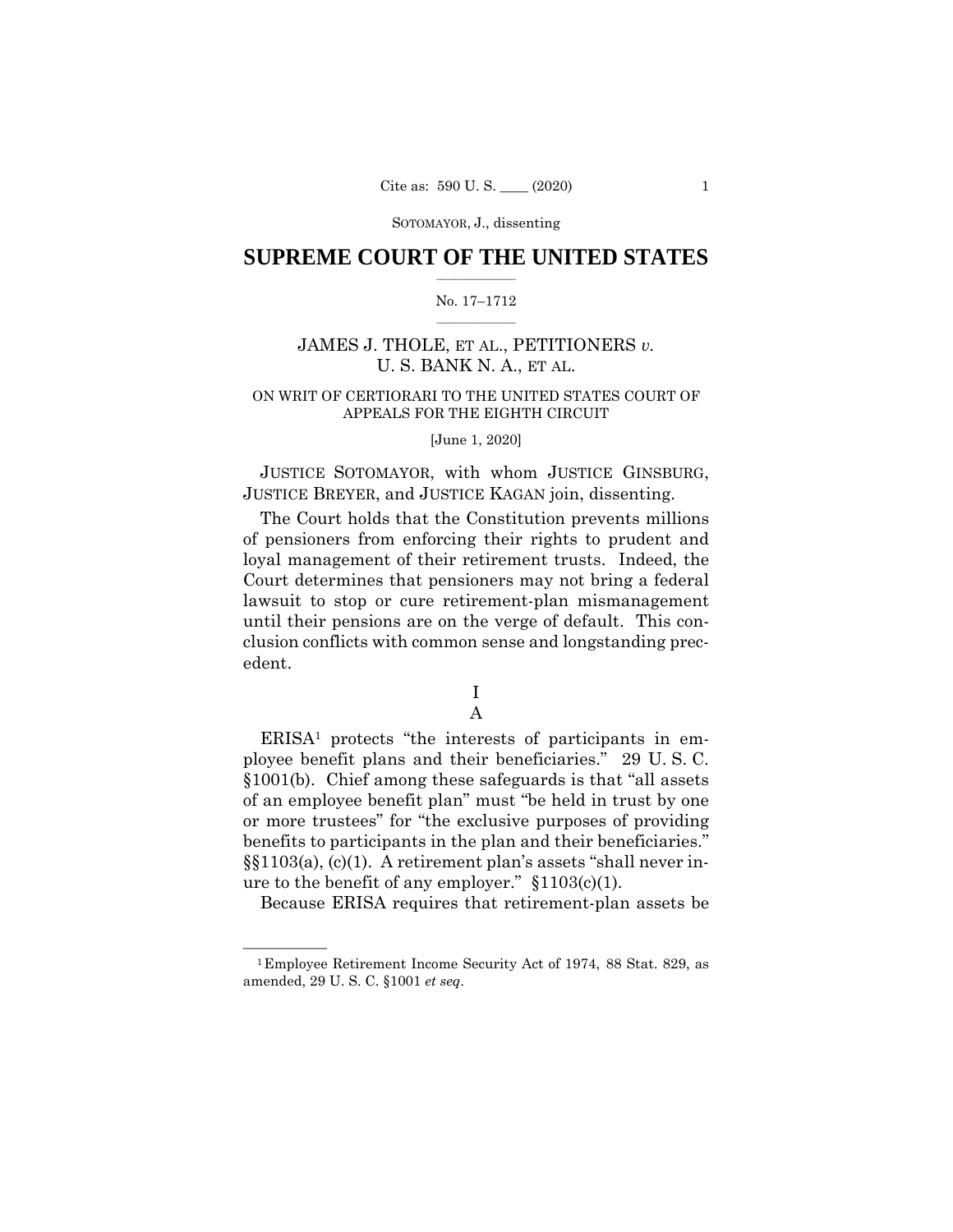SOTOMAYOR, J., dissenting

# SUPREME COURT OF THE UNITED STATES

No. 17–1712

JAMES J. THOLE, ET AL., PETITIONERS *v.* U. S. BANK N. A., ET AL.

ON WRIT OF CERTIORARI TO THE UNITED STATES COURT OF APPEALS FOR THE EIGHTH CIRCUIT

[June 1, 2020]

JUSTICE SOTOMAYOR, with whom JUSTICE GINSBURG, JUSTICE BREYER, and JUSTICE KAGAN join, dissenting.

The Court holds that the Constitution prevents millions of pensioners from enforcing their rights to prudent and loyal management of their retirement trusts. Indeed, the Court determines that pensioners may not bring a federal lawsuit to stop or cure retirement-plan mismanagement until their pensions are on the verge of default. This conclusion conflicts with common sense and longstanding precedent.

## I

### A

ERISA[1] protects "the interests of participants in employee benefit plans and their beneficiaries." 29 U. S. C. §1001(b). Chief among these safeguards is that "all assets of an employee benefit plan" must "be held in trust by one or more trustees" for "the exclusive purposes of providing benefits to participants in the plan and their beneficiaries." §§1103(a), (c)(1). A retirement plan's assets "shall never inure to the benefit of any employer." §1103(c)(1).

Because ERISA requires that retirement-plan assets be

[1] Employee Retirement Income Security Act of 1974, 88 Stat. 829, as amended, 29 U. S. C. §1001 *et seq*.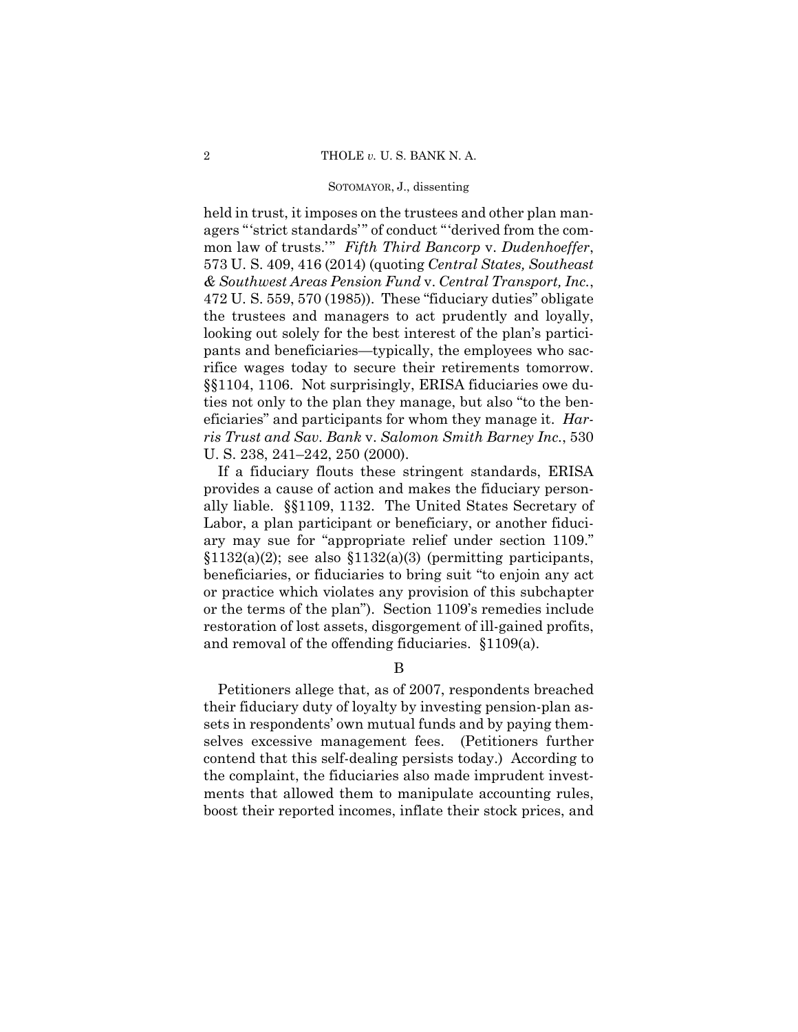held in trust, it imposes on the trustees and other plan managers "'strict standards'" of conduct "'derived from the common law of trusts.'" *Fifth Third Bancorp* v. *Dudenhoeffer*, 573 U. S. 409, 416 (2014) (quoting *Central States, Southeast & Southwest Areas Pension Fund* v. *Central Transport, Inc.*, 472 U. S. 559, 570 (1985)). These "fiduciary duties" obligate the trustees and managers to act prudently and loyally, looking out solely for the best interest of the plan's participants and beneficiaries—typically, the employees who sacrifice wages today to secure their retirements tomorrow. §§1104, 1106. Not surprisingly, ERISA fiduciaries owe duties not only to the plan they manage, but also "to the beneficiaries" and participants for whom they manage it. *Harris Trust and Sav. Bank* v. *Salomon Smith Barney Inc.*, 530 U. S. 238, 241–242, 250 (2000).

If a fiduciary flouts these stringent standards, ERISA provides a cause of action and makes the fiduciary personally liable. §§1109, 1132. The United States Secretary of Labor, a plan participant or beneficiary, or another fiduciary may sue for "appropriate relief under section 1109." §1132(a)(2); see also §1132(a)(3) (permitting participants, beneficiaries, or fiduciaries to bring suit "to enjoin any act or practice which violates any provision of this subchapter or the terms of the plan"). Section 1109's remedies include restoration of lost assets, disgorgement of ill-gained profits, and removal of the offending fiduciaries. §1109(a).

## B

Petitioners allege that, as of 2007, respondents breached their fiduciary duty of loyalty by investing pension-plan assets in respondents' own mutual funds and by paying themselves excessive management fees. (Petitioners further contend that this self-dealing persists today.) According to the complaint, the fiduciaries also made imprudent investments that allowed them to manipulate accounting rules, boost their reported incomes, inflate their stock prices, and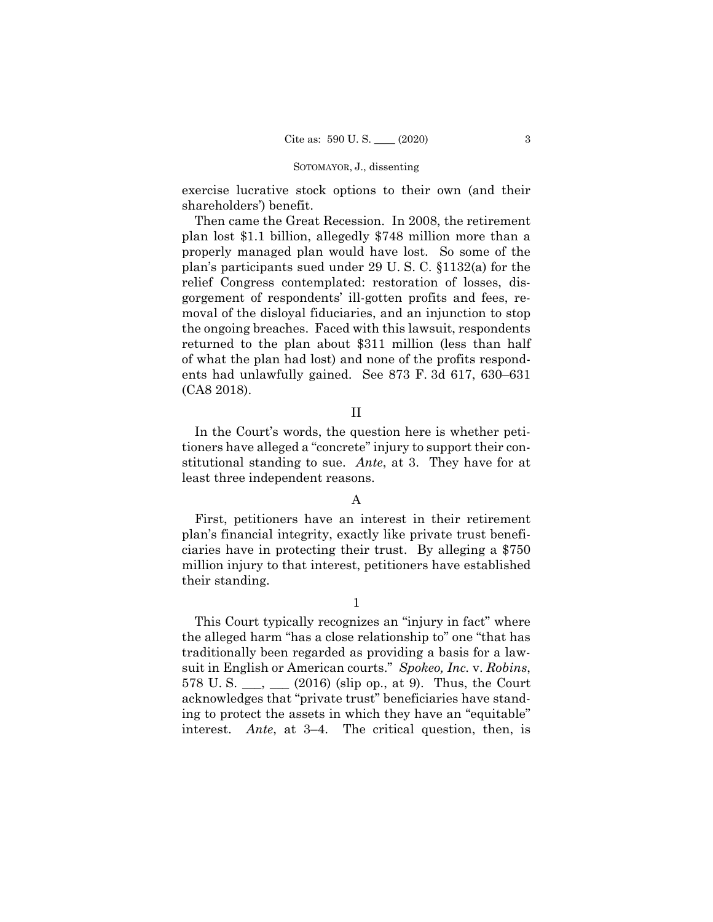exercise lucrative stock options to their own (and their shareholders') benefit.

Then came the Great Recession. In 2008, the retirement plan lost $1.1 billion, allegedly $748 million more than a properly managed plan would have lost. So some of the plan's participants sued under 29 U. S. C. §1132(a) for the relief Congress contemplated: restoration of losses, disgorgement of respondents' ill-gotten profits and fees, removal of the disloyal fiduciaries, and an injunction to stop the ongoing breaches. Faced with this lawsuit, respondents returned to the plan about $311 million (less than half of what the plan had lost) and none of the profits respondents had unlawfully gained. See 873 F. 3d 617, 630–631 (CA8 2018).

## II

In the Court's words, the question here is whether petitioners have alleged a "concrete" injury to support their constitutional standing to sue. *Ante*, at 3. They have for at least three independent reasons.

### A

First, petitioners have an interest in their retirement plan's financial integrity, exactly like private trust beneficiaries have in protecting their trust. By alleging a $750 million injury to that interest, petitioners have established their standing.

#### 1

This Court typically recognizes an "injury in fact" where the alleged harm "has a close relationship to" one "that has traditionally been regarded as providing a basis for a lawsuit in English or American courts." *Spokeo, Inc.* v. *Robins*, 578 U. S. ___, ___ (2016) (slip op., at 9). Thus, the Court acknowledges that "private trust" beneficiaries have standing to protect the assets in which they have an "equitable" interest. *Ante*, at 3–4. The critical question, then, is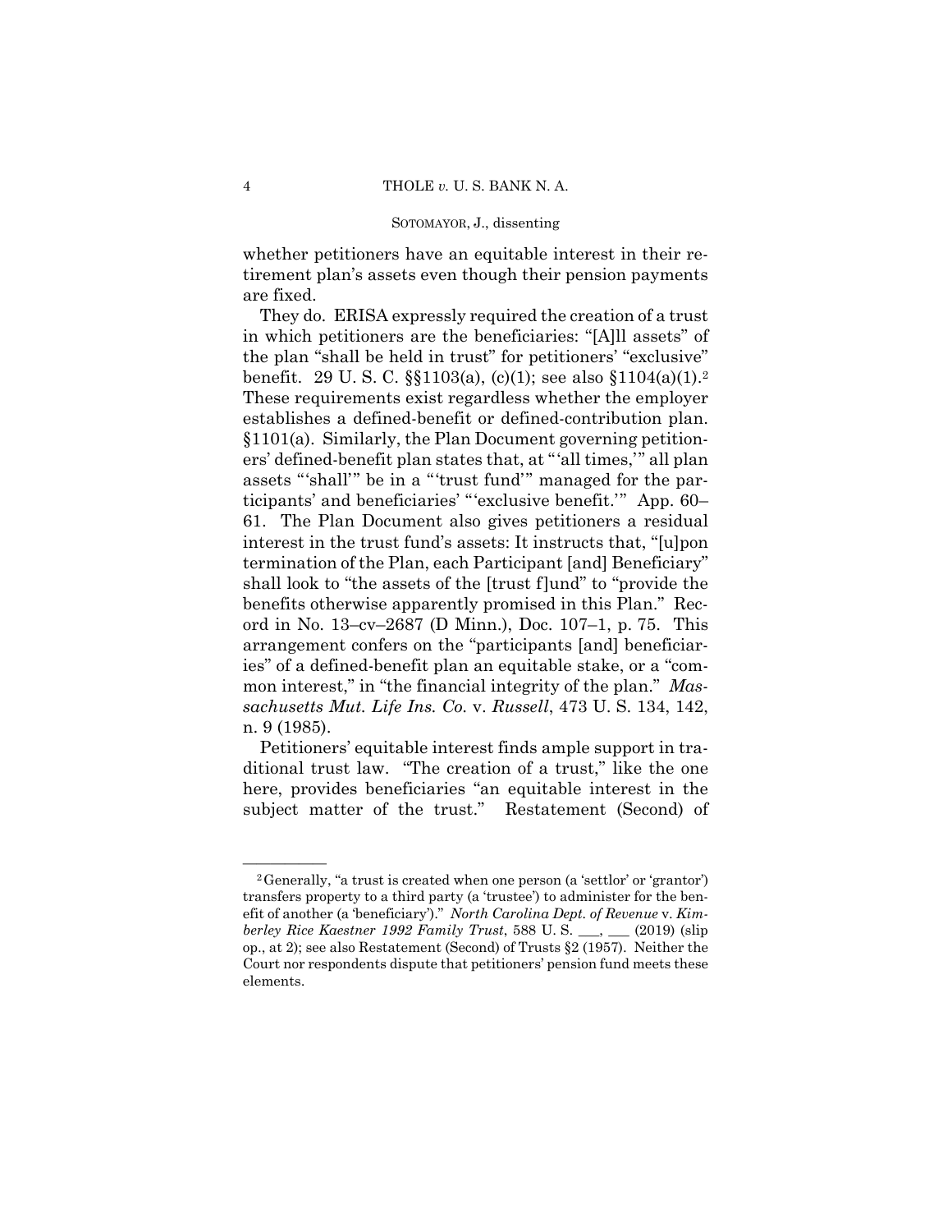whether petitioners have an equitable interest in their retirement plan's assets even though their pension payments are fixed.

They do. ERISA expressly required the creation of a trust in which petitioners are the beneficiaries: "[A]ll assets" of the plan "shall be held in trust" for petitioners' "exclusive" benefit. 29 U. S. C. §§1103(a), (c)(1); see also §1104(a)(1).[2] These requirements exist regardless whether the employer establishes a defined-benefit or defined-contribution plan. §1101(a). Similarly, the Plan Document governing petitioners' defined-benefit plan states that, at "'all times,'" all plan assets "'shall'" be in a "'trust fund'" managed for the participants' and beneficiaries' "'exclusive benefit.'" App. 60–61. The Plan Document also gives petitioners a residual interest in the trust fund's assets: It instructs that, "[u]pon termination of the Plan, each Participant [and] Beneficiary" shall look to "the assets of the [trust f]und" to "provide the benefits otherwise apparently promised in this Plan." Record in No. 13–cv–2687 (D Minn.), Doc. 107–1, p. 75. This arrangement confers on the "participants [and] beneficiaries" of a defined-benefit plan an equitable stake, or a "common interest," in "the financial integrity of the plan." *Massachusetts Mut. Life Ins. Co.* v. *Russell*, 473 U. S. 134, 142, n. 9 (1985).

Petitioners' equitable interest finds ample support in traditional trust law. "The creation of a trust," like the one here, provides beneficiaries "an equitable interest in the subject matter of the trust." Restatement (Second) of

---

[2] Generally, "a trust is created when one person (a 'settlor' or 'grantor') transfers property to a third party (a 'trustee') to administer for the benefit of another (a 'beneficiary')." *North Carolina Dept. of Revenue* v. *Kimberley Rice Kaestner 1992 Family Trust*, 588 U. S. \_\_\_, \_\_\_ (2019) (slip op., at 2); see also Restatement (Second) of Trusts §2 (1957). Neither the Court nor respondents dispute that petitioners' pension fund meets these elements.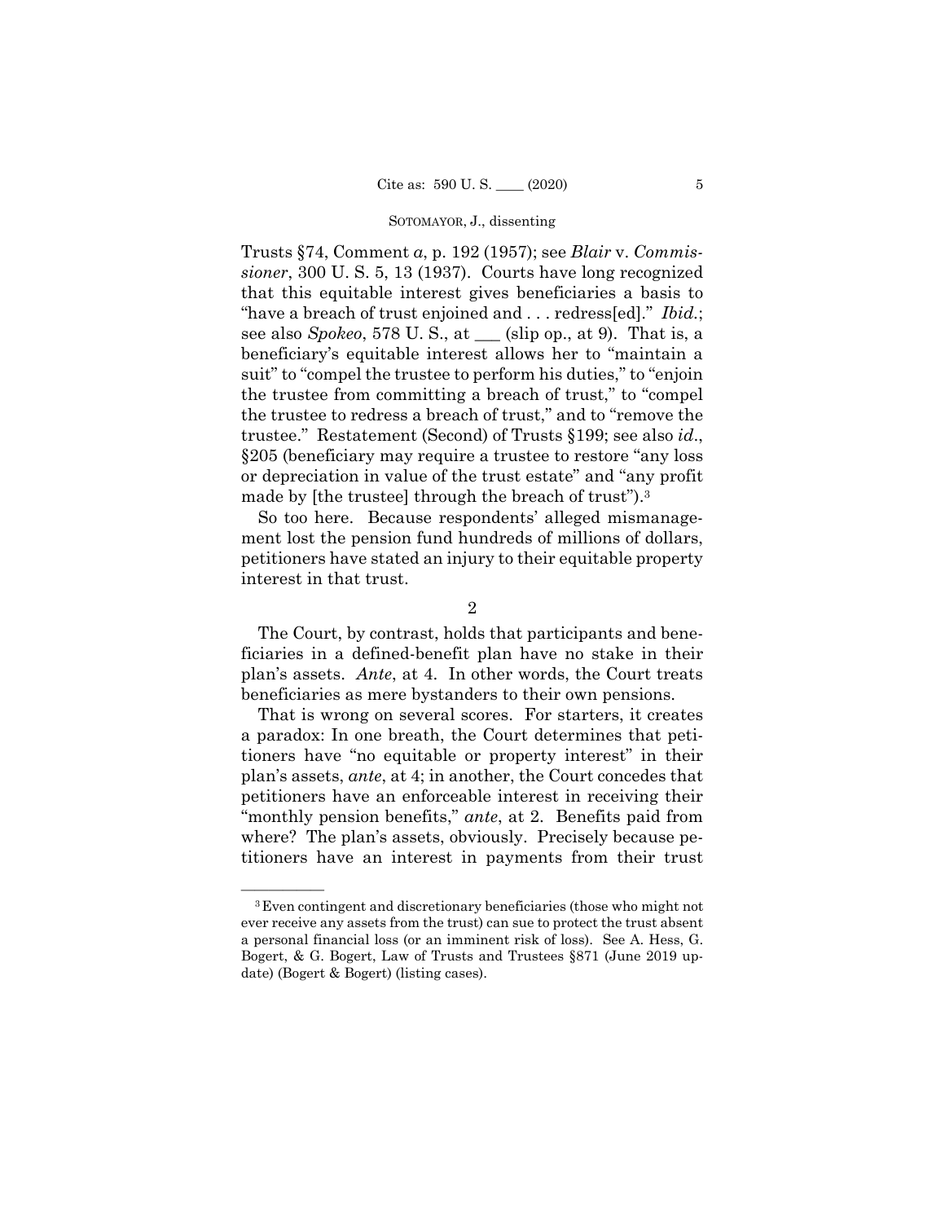Trusts §74, Comment *a*, p. 192 (1957); see *Blair* v. *Commissioner*, 300 U. S. 5, 13 (1937). Courts have long recognized that this equitable interest gives beneficiaries a basis to "have a breach of trust enjoined and . . . redress[ed]." *Ibid.*; see also *Spokeo*, 578 U. S., at ___ (slip op., at 9). That is, a beneficiary's equitable interest allows her to "maintain a suit" to "compel the trustee to perform his duties," to "enjoin the trustee from committing a breach of trust," to "compel the trustee to redress a breach of trust," and to "remove the trustee." Restatement (Second) of Trusts §199; see also *id.*, §205 (beneficiary may require a trustee to restore "any loss or depreciation in value of the trust estate" and "any profit made by [the trustee] through the breach of trust").[3]

So too here. Because respondents' alleged mismanagement lost the pension fund hundreds of millions of dollars, petitioners have stated an injury to their equitable property interest in that trust.

2

The Court, by contrast, holds that participants and beneficiaries in a defined-benefit plan have no stake in their plan's assets. *Ante*, at 4. In other words, the Court treats beneficiaries as mere bystanders to their own pensions.

That is wrong on several scores. For starters, it creates a paradox: In one breath, the Court determines that petitioners have "no equitable or property interest" in their plan's assets, *ante*, at 4; in another, the Court concedes that petitioners have an enforceable interest in receiving their "monthly pension benefits," *ante*, at 2. Benefits paid from where? The plan's assets, obviously. Precisely because petitioners have an interest in payments from their trust

---

[3] Even contingent and discretionary beneficiaries (those who might not ever receive any assets from the trust) can sue to protect the trust absent a personal financial loss (or an imminent risk of loss). See A. Hess, G. Bogert, & G. Bogert, Law of Trusts and Trustees §871 (June 2019 update) (Bogert & Bogert) (listing cases).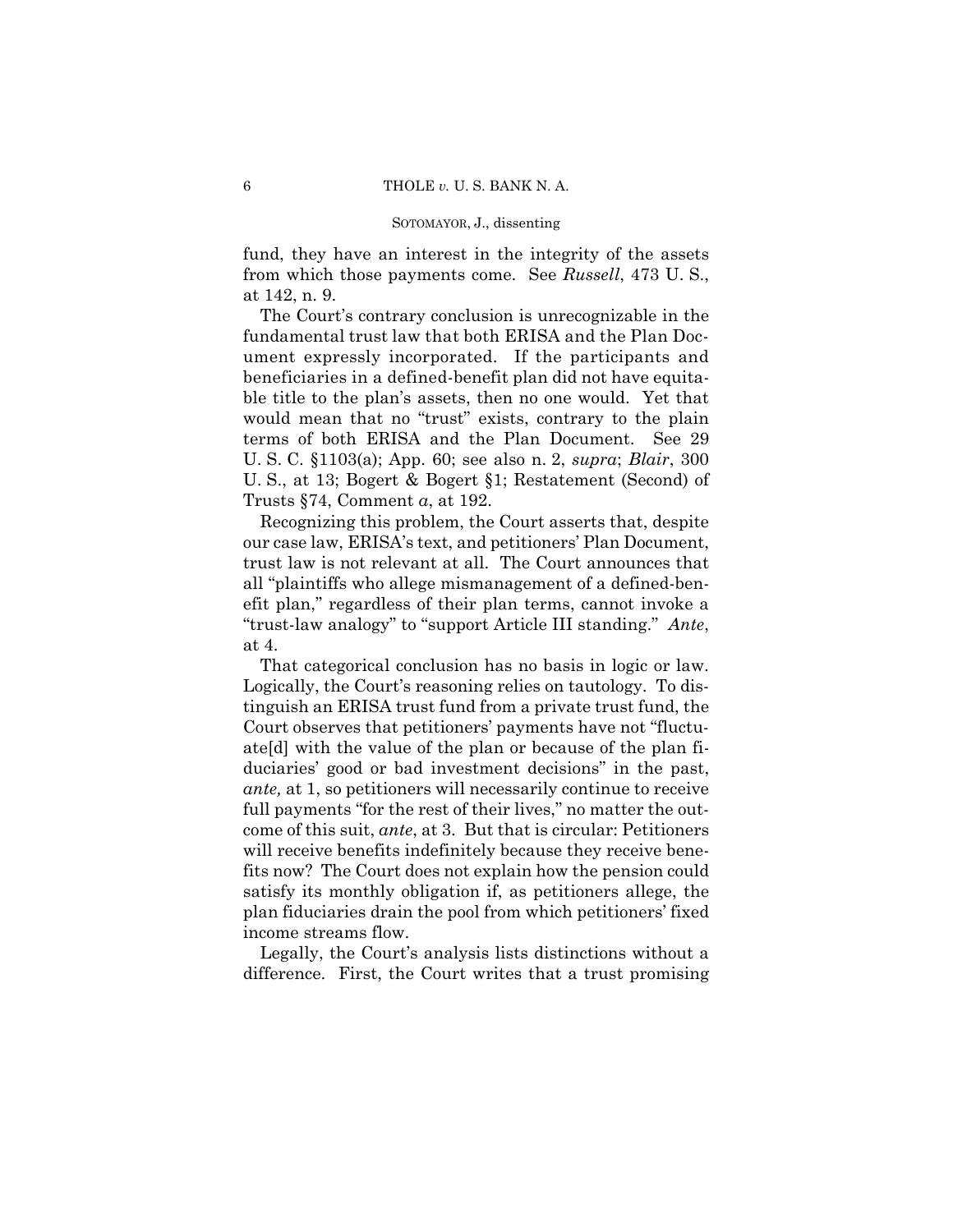fund, they have an interest in the integrity of the assets from which those payments come. See *Russell*, 473 U. S., at 142, n. 9.

The Court's contrary conclusion is unrecognizable in the fundamental trust law that both ERISA and the Plan Document expressly incorporated. If the participants and beneficiaries in a defined-benefit plan did not have equitable title to the plan's assets, then no one would. Yet that would mean that no "trust" exists, contrary to the plain terms of both ERISA and the Plan Document. See 29 U. S. C. §1103(a); App. 60; see also n. 2, *supra*; *Blair*, 300 U. S., at 13; Bogert & Bogert §1; Restatement (Second) of Trusts §74, Comment *a*, at 192.

Recognizing this problem, the Court asserts that, despite our case law, ERISA's text, and petitioners' Plan Document, trust law is not relevant at all. The Court announces that all "plaintiffs who allege mismanagement of a defined-benefit plan," regardless of their plan terms, cannot invoke a "trust-law analogy" to "support Article III standing." *Ante*, at 4.

That categorical conclusion has no basis in logic or law. Logically, the Court's reasoning relies on tautology. To distinguish an ERISA trust fund from a private trust fund, the Court observes that petitioners' payments have not "fluctuate[d] with the value of the plan or because of the plan fiduciaries' good or bad investment decisions" in the past, *ante,* at 1, so petitioners will necessarily continue to receive full payments "for the rest of their lives," no matter the outcome of this suit, *ante*, at 3. But that is circular: Petitioners will receive benefits indefinitely because they receive benefits now? The Court does not explain how the pension could satisfy its monthly obligation if, as petitioners allege, the plan fiduciaries drain the pool from which petitioners' fixed income streams flow.

Legally, the Court's analysis lists distinctions without a difference. First, the Court writes that a trust promising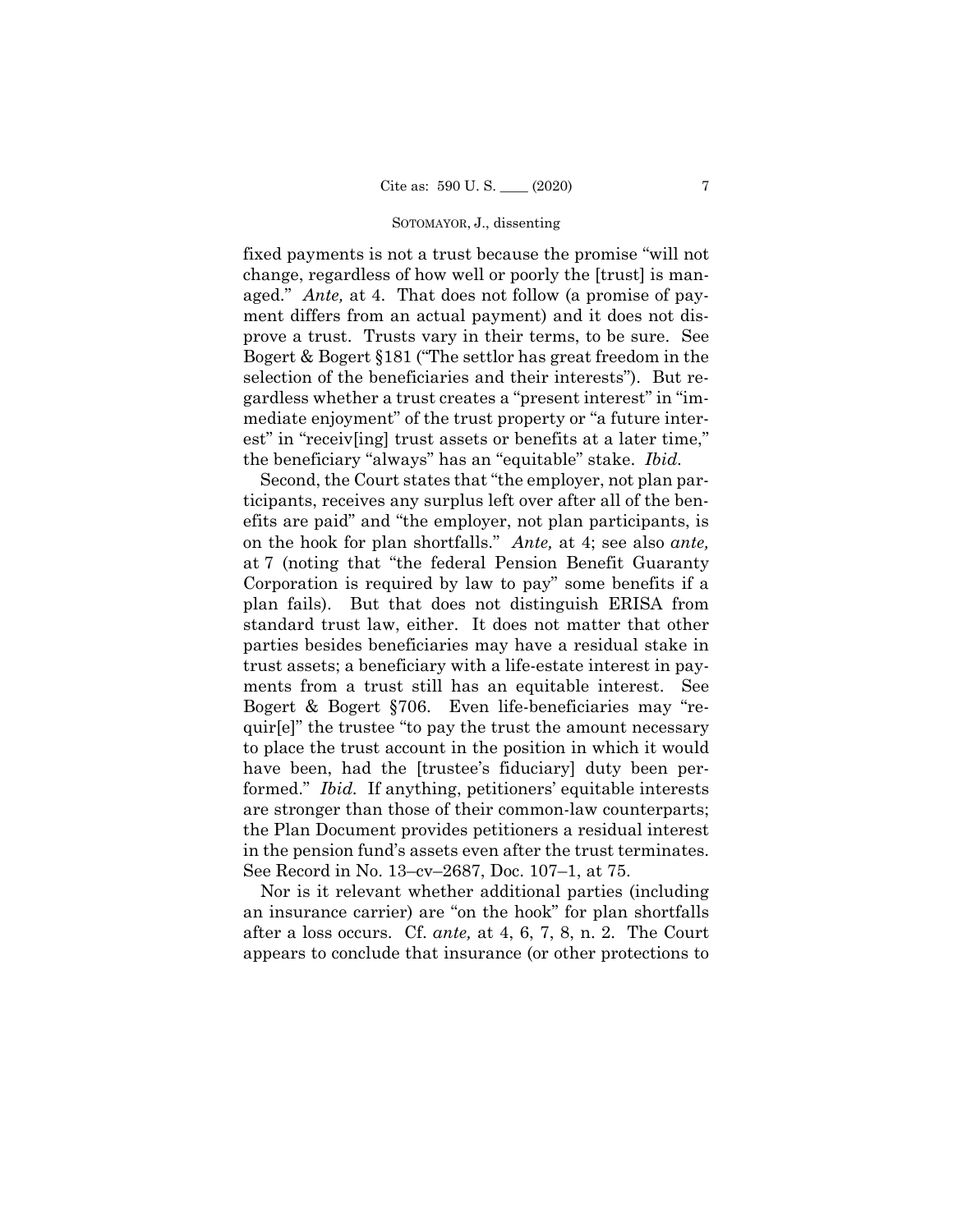fixed payments is not a trust because the promise "will not change, regardless of how well or poorly the [trust] is managed." *Ante,* at 4. That does not follow (a promise of payment differs from an actual payment) and it does not disprove a trust. Trusts vary in their terms, to be sure. See Bogert & Bogert §181 ("The settlor has great freedom in the selection of the beneficiaries and their interests"). But regardless whether a trust creates a "present interest" in "immediate enjoyment" of the trust property or "a future interest" in "receiv[ing] trust assets or benefits at a later time," the beneficiary "always" has an "equitable" stake. *Ibid.*

Second, the Court states that "the employer, not plan participants, receives any surplus left over after all of the benefits are paid" and "the employer, not plan participants, is on the hook for plan shortfalls." *Ante,* at 4; see also *ante,* at 7 (noting that "the federal Pension Benefit Guaranty Corporation is required by law to pay" some benefits if a plan fails). But that does not distinguish ERISA from standard trust law, either. It does not matter that other parties besides beneficiaries may have a residual stake in trust assets; a beneficiary with a life-estate interest in payments from a trust still has an equitable interest. See Bogert & Bogert §706. Even life-beneficiaries may "requir[e]" the trustee "to pay the trust the amount necessary to place the trust account in the position in which it would have been, had the [trustee's fiduciary] duty been performed." *Ibid.* If anything, petitioners' equitable interests are stronger than those of their common-law counterparts; the Plan Document provides petitioners a residual interest in the pension fund's assets even after the trust terminates. See Record in No. 13–cv–2687, Doc. 107–1, at 75.

Nor is it relevant whether additional parties (including an insurance carrier) are "on the hook" for plan shortfalls after a loss occurs. Cf. *ante,* at 4, 6, 7, 8, n. 2. The Court appears to conclude that insurance (or other protections to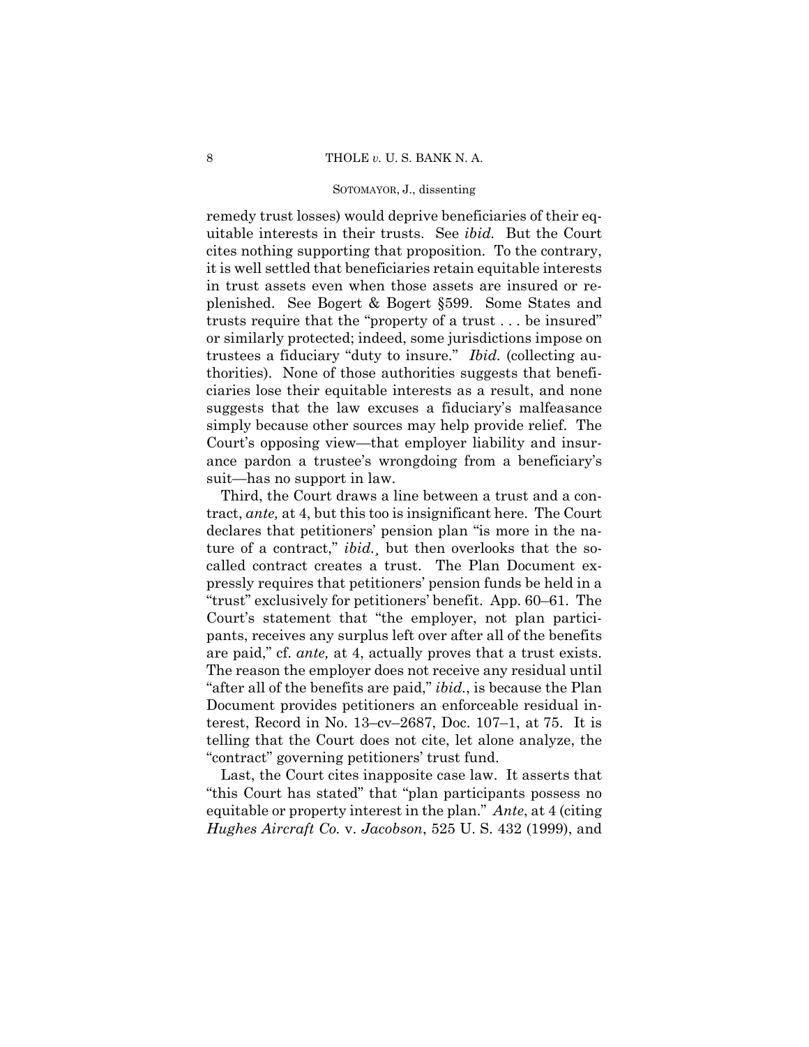remedy trust losses) would deprive beneficiaries of their equitable interests in their trusts. See *ibid.* But the Court cites nothing supporting that proposition. To the contrary, it is well settled that beneficiaries retain equitable interests in trust assets even when those assets are insured or replenished. See Bogert & Bogert §599. Some States and trusts require that the "property of a trust . . . be insured" or similarly protected; indeed, some jurisdictions impose on trustees a fiduciary "duty to insure." *Ibid.* (collecting authorities). None of those authorities suggests that beneficiaries lose their equitable interests as a result, and none suggests that the law excuses a fiduciary's malfeasance simply because other sources may help provide relief. The Court's opposing view—that employer liability and insurance pardon a trustee's wrongdoing from a beneficiary's suit—has no support in law.

Third, the Court draws a line between a trust and a contract, *ante,* at 4, but this too is insignificant here. The Court declares that petitioners' pension plan "is more in the nature of a contract," *ibid.*¸ but then overlooks that the so-called contract creates a trust. The Plan Document expressly requires that petitioners' pension funds be held in a "trust" exclusively for petitioners' benefit. App. 60–61. The Court's statement that "the employer, not plan participants, receives any surplus left over after all of the benefits are paid," cf. *ante,* at 4, actually proves that a trust exists. The reason the employer does not receive any residual until "after all of the benefits are paid," *ibid.*, is because the Plan Document provides petitioners an enforceable residual interest, Record in No. 13–cv–2687, Doc. 107–1, at 75. It is telling that the Court does not cite, let alone analyze, the "contract" governing petitioners' trust fund.

Last, the Court cites inapposite case law. It asserts that "this Court has stated" that "plan participants possess no equitable or property interest in the plan." *Ante*, at 4 (citing *Hughes Aircraft Co.* v. *Jacobson*, 525 U. S. 432 (1999), and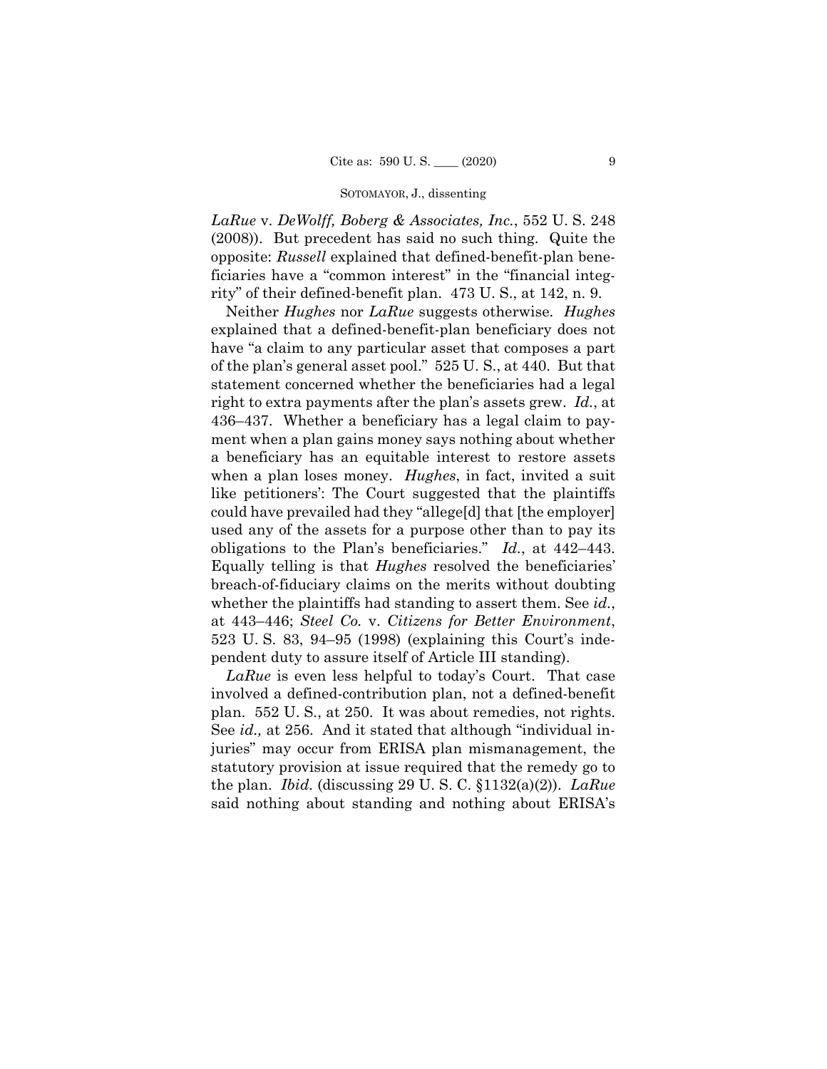*LaRue* v. *DeWolff, Boberg & Associates, Inc.*, 552 U. S. 248 (2008)). But precedent has said no such thing. Quite the opposite: *Russell* explained that defined-benefit-plan beneficiaries have a "common interest" in the "financial integrity" of their defined-benefit plan. 473 U. S., at 142, n. 9.

Neither *Hughes* nor *LaRue* suggests otherwise. *Hughes* explained that a defined-benefit-plan beneficiary does not have "a claim to any particular asset that composes a part of the plan's general asset pool." 525 U. S., at 440. But that statement concerned whether the beneficiaries had a legal right to extra payments after the plan's assets grew. *Id.*, at 436–437. Whether a beneficiary has a legal claim to payment when a plan gains money says nothing about whether a beneficiary has an equitable interest to restore assets when a plan loses money. *Hughes*, in fact, invited a suit like petitioners': The Court suggested that the plaintiffs could have prevailed had they "allege[d] that [the employer] used any of the assets for a purpose other than to pay its obligations to the Plan's beneficiaries." *Id.*, at 442–443. Equally telling is that *Hughes* resolved the beneficiaries' breach-of-fiduciary claims on the merits without doubting whether the plaintiffs had standing to assert them. See *id.*, at 443–446; *Steel Co.* v. *Citizens for Better Environment*, 523 U. S. 83, 94–95 (1998) (explaining this Court's independent duty to assure itself of Article III standing).

*LaRue* is even less helpful to today's Court. That case involved a defined-contribution plan, not a defined-benefit plan. 552 U. S., at 250. It was about remedies, not rights. See *id.,* at 256. And it stated that although "individual injuries" may occur from ERISA plan mismanagement, the statutory provision at issue required that the remedy go to the plan. *Ibid.* (discussing 29 U. S. C. §1132(a)(2)). *LaRue* said nothing about standing and nothing about ERISA's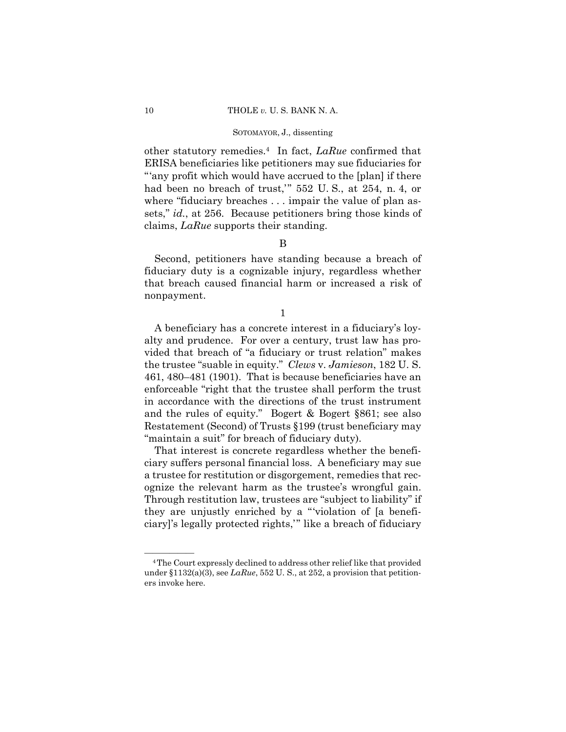other statutory remedies.[4] In fact, *LaRue* confirmed that ERISA beneficiaries like petitioners may sue fiduciaries for "'any profit which would have accrued to the [plan] if there had been no breach of trust,'" 552 U. S., at 254, n. 4, or where "fiduciary breaches . . . impair the value of plan assets," *id.*, at 256. Because petitioners bring those kinds of claims, *LaRue* supports their standing.

B

Second, petitioners have standing because a breach of fiduciary duty is a cognizable injury, regardless whether that breach caused financial harm or increased a risk of nonpayment.

1

A beneficiary has a concrete interest in a fiduciary's loyalty and prudence. For over a century, trust law has provided that breach of "a fiduciary or trust relation" makes the trustee "suable in equity." *Clews* v. *Jamieson*, 182 U. S. 461, 480–481 (1901). That is because beneficiaries have an enforceable "right that the trustee shall perform the trust in accordance with the directions of the trust instrument and the rules of equity." Bogert & Bogert §861; see also Restatement (Second) of Trusts §199 (trust beneficiary may "maintain a suit" for breach of fiduciary duty).

That interest is concrete regardless whether the beneficiary suffers personal financial loss. A beneficiary may sue a trustee for restitution or disgorgement, remedies that recognize the relevant harm as the trustee's wrongful gain. Through restitution law, trustees are "subject to liability" if they are unjustly enriched by a "'violation of [a beneficiary]'s legally protected rights,'" like a breach of fiduciary

---

[4] The Court expressly declined to address other relief like that provided under §1132(a)(3), see *LaRue*, 552 U. S., at 252, a provision that petitioners invoke here.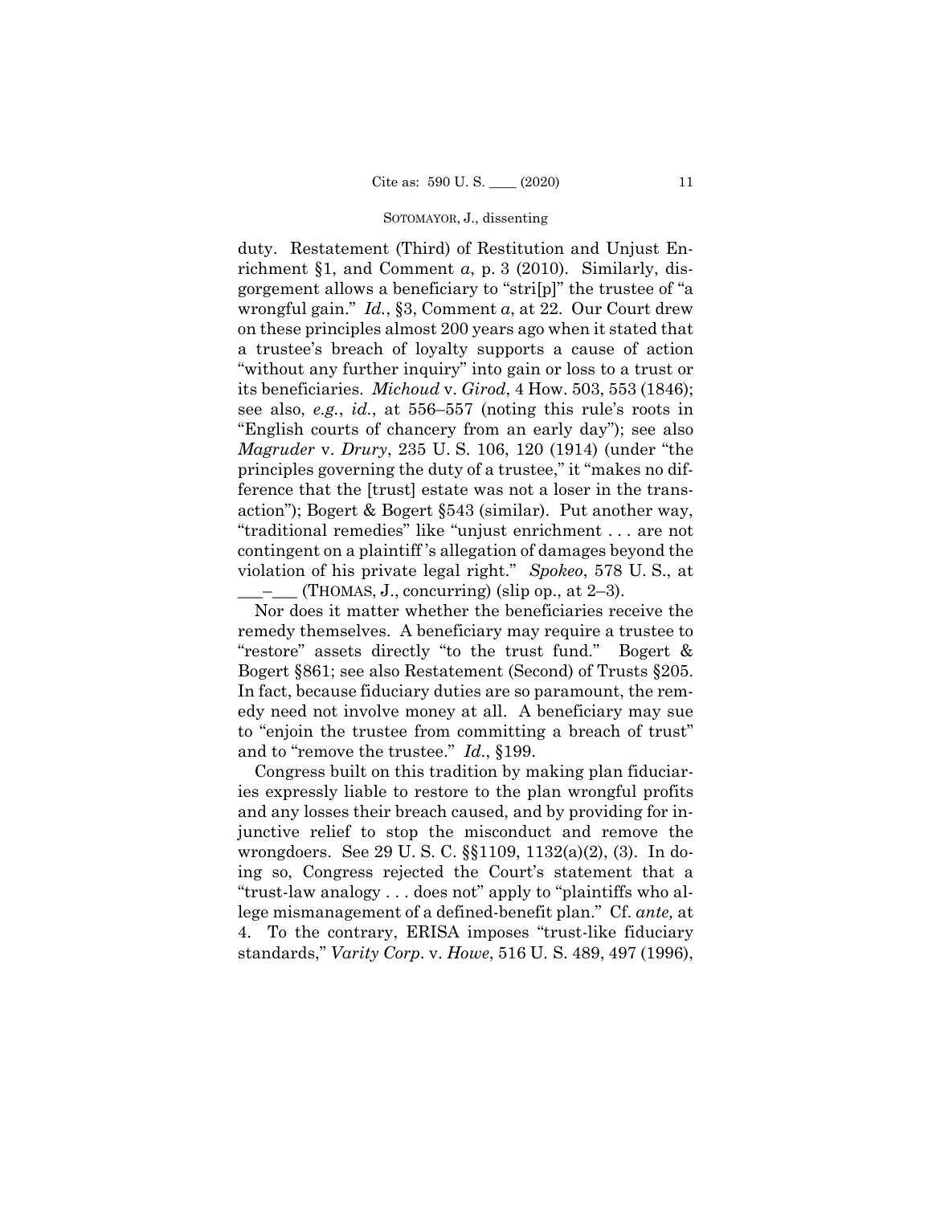duty. Restatement (Third) of Restitution and Unjust Enrichment §1, and Comment *a*, p. 3 (2010). Similarly, disgorgement allows a beneficiary to "stri[p]" the trustee of "a wrongful gain." *Id.*, §3, Comment *a*, at 22. Our Court drew on these principles almost 200 years ago when it stated that a trustee's breach of loyalty supports a cause of action "without any further inquiry" into gain or loss to a trust or its beneficiaries. *Michoud* v. *Girod*, 4 How. 503, 553 (1846); see also, *e.g.*, *id.*, at 556–557 (noting this rule's roots in "English courts of chancery from an early day"); see also *Magruder* v. *Drury*, 235 U. S. 106, 120 (1914) (under "the principles governing the duty of a trustee," it "makes no difference that the [trust] estate was not a loser in the transaction"); Bogert & Bogert §543 (similar). Put another way, "traditional remedies" like "unjust enrichment . . . are not contingent on a plaintiff's allegation of damages beyond the violation of his private legal right." *Spokeo*, 578 U. S., at ___–___ (THOMAS, J., concurring) (slip op., at 2–3).

Nor does it matter whether the beneficiaries receive the remedy themselves. A beneficiary may require a trustee to "restore" assets directly "to the trust fund." Bogert & Bogert §861; see also Restatement (Second) of Trusts §205. In fact, because fiduciary duties are so paramount, the remedy need not involve money at all. A beneficiary may sue to "enjoin the trustee from committing a breach of trust" and to "remove the trustee." *Id.*, §199.

Congress built on this tradition by making plan fiduciaries expressly liable to restore to the plan wrongful profits and any losses their breach caused, and by providing for injunctive relief to stop the misconduct and remove the wrongdoers. See 29 U. S. C. §§1109, 1132(a)(2), (3). In doing so, Congress rejected the Court's statement that a "trust-law analogy . . . does not" apply to "plaintiffs who allege mismanagement of a defined-benefit plan." Cf. *ante,* at 4. To the contrary, ERISA imposes "trust-like fiduciary standards," *Varity Corp.* v. *Howe*, 516 U. S. 489, 497 (1996),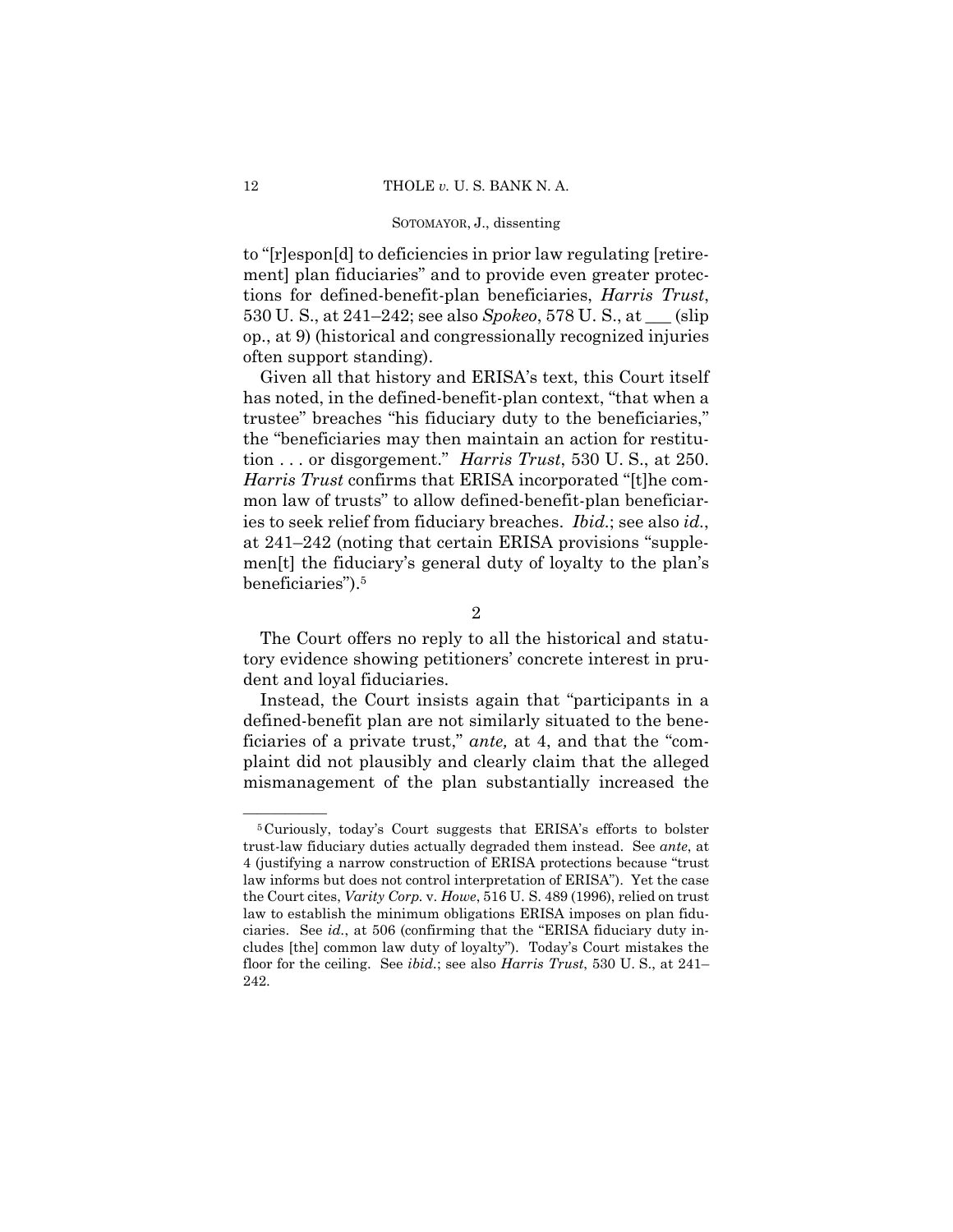to "[r]espon[d] to deficiencies in prior law regulating [retirement] plan fiduciaries" and to provide even greater protections for defined-benefit-plan beneficiaries, *Harris Trust*, 530 U. S., at 241–242; see also *Spokeo*, 578 U. S., at ___ (slip op., at 9) (historical and congressionally recognized injuries often support standing).

Given all that history and ERISA's text, this Court itself has noted, in the defined-benefit-plan context, "that when a trustee" breaches "his fiduciary duty to the beneficiaries," the "beneficiaries may then maintain an action for restitution . . . or disgorgement." *Harris Trust*, 530 U. S., at 250. *Harris Trust* confirms that ERISA incorporated "[t]he common law of trusts" to allow defined-benefit-plan beneficiaries to seek relief from fiduciary breaches. *Ibid.*; see also *id.*, at 241–242 (noting that certain ERISA provisions "supplemen[t] the fiduciary's general duty of loyalty to the plan's beneficiaries").[5]

2

The Court offers no reply to all the historical and statutory evidence showing petitioners' concrete interest in prudent and loyal fiduciaries.

Instead, the Court insists again that "participants in a defined-benefit plan are not similarly situated to the beneficiaries of a private trust," *ante,* at 4, and that the "complaint did not plausibly and clearly claim that the alleged mismanagement of the plan substantially increased the

---

[5] Curiously, today's Court suggests that ERISA's efforts to bolster trust-law fiduciary duties actually degraded them instead. See *ante*, at 4 (justifying a narrow construction of ERISA protections because "trust law informs but does not control interpretation of ERISA"). Yet the case the Court cites, *Varity Corp.* v. *Howe*, 516 U. S. 489 (1996), relied on trust law to establish the minimum obligations ERISA imposes on plan fiduciaries. See *id.*, at 506 (confirming that the "ERISA fiduciary duty includes [the] common law duty of loyalty"). Today's Court mistakes the floor for the ceiling. See *ibid.*; see also *Harris Trust*, 530 U. S., at 241–242.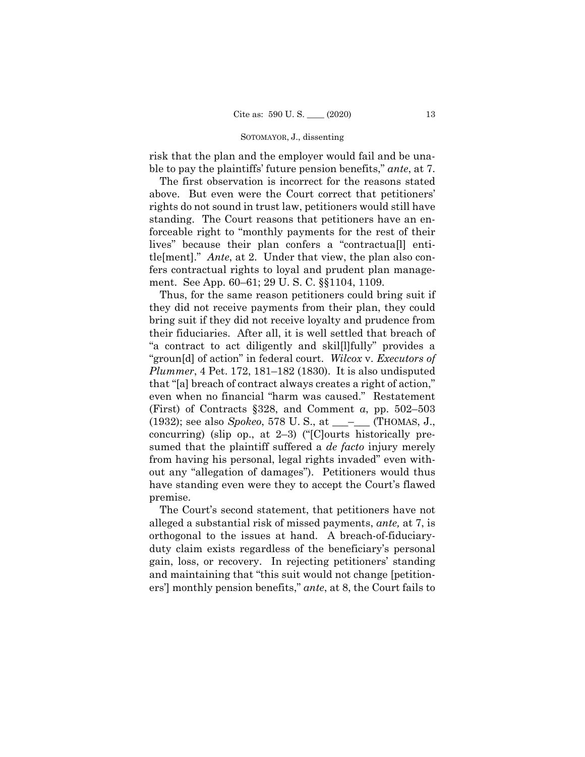risk that the plan and the employer would fail and be unable to pay the plaintiffs' future pension benefits," *ante*, at 7.

The first observation is incorrect for the reasons stated above. But even were the Court correct that petitioners' rights do not sound in trust law, petitioners would still have standing. The Court reasons that petitioners have an enforceable right to "monthly payments for the rest of their lives" because their plan confers a "contractua[l] entitle[ment]." *Ante*, at 2. Under that view, the plan also confers contractual rights to loyal and prudent plan management. See App. 60–61; 29 U. S. C. §§1104, 1109.

Thus, for the same reason petitioners could bring suit if they did not receive payments from their plan, they could bring suit if they did not receive loyalty and prudence from their fiduciaries. After all, it is well settled that breach of "a contract to act diligently and skil[l]fully" provides a "groun[d] of action" in federal court. *Wilcox* v. *Executors of Plummer*, 4 Pet. 172, 181–182 (1830). It is also undisputed that "[a] breach of contract always creates a right of action," even when no financial "harm was caused." Restatement (First) of Contracts §328, and Comment *a*, pp. 502–503 (1932); see also *Spokeo*, 578 U. S., at ___–___ (THOMAS, J., concurring) (slip op., at 2–3) ("[C]ourts historically presumed that the plaintiff suffered a *de facto* injury merely from having his personal, legal rights invaded" even without any "allegation of damages"). Petitioners would thus have standing even were they to accept the Court's flawed premise.

The Court's second statement, that petitioners have not alleged a substantial risk of missed payments, *ante,* at 7, is orthogonal to the issues at hand. A breach-of-fiduciary-duty claim exists regardless of the beneficiary's personal gain, loss, or recovery. In rejecting petitioners' standing and maintaining that "this suit would not change [petitioners'] monthly pension benefits," *ante*, at 8, the Court fails to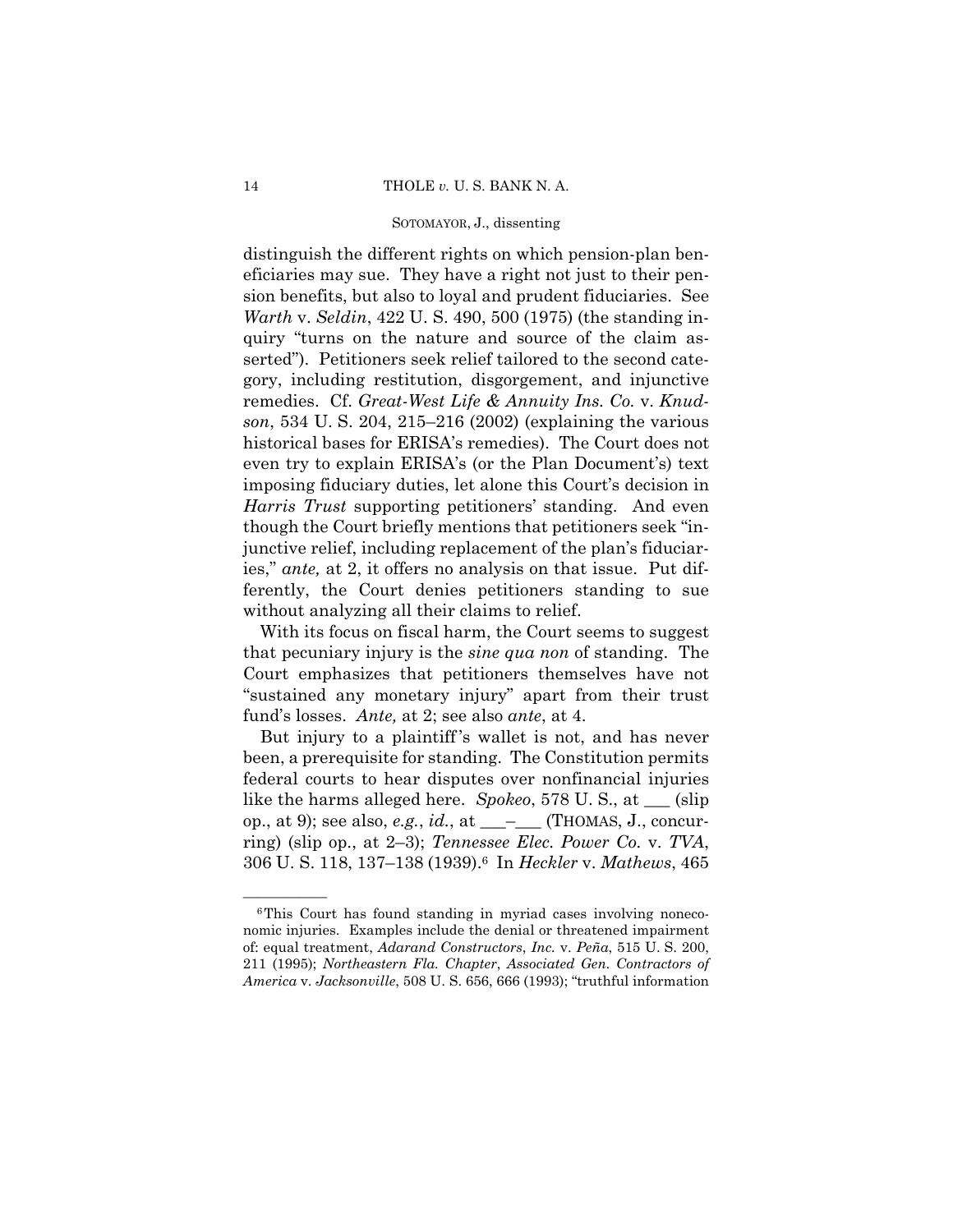distinguish the different rights on which pension-plan beneficiaries may sue. They have a right not just to their pension benefits, but also to loyal and prudent fiduciaries. See *Warth* v. *Seldin*, 422 U. S. 490, 500 (1975) (the standing inquiry "turns on the nature and source of the claim asserted"). Petitioners seek relief tailored to the second category, including restitution, disgorgement, and injunctive remedies. Cf. *Great-West Life & Annuity Ins. Co.* v. *Knudson*, 534 U. S. 204, 215–216 (2002) (explaining the various historical bases for ERISA's remedies). The Court does not even try to explain ERISA's (or the Plan Document's) text imposing fiduciary duties, let alone this Court's decision in *Harris Trust* supporting petitioners' standing. And even though the Court briefly mentions that petitioners seek "injunctive relief, including replacement of the plan's fiduciaries," *ante,* at 2, it offers no analysis on that issue. Put differently, the Court denies petitioners standing to sue without analyzing all their claims to relief.

With its focus on fiscal harm, the Court seems to suggest that pecuniary injury is the *sine qua non* of standing. The Court emphasizes that petitioners themselves have not "sustained any monetary injury" apart from their trust fund's losses. *Ante,* at 2; see also *ante*, at 4.

But injury to a plaintiff's wallet is not, and has never been, a prerequisite for standing. The Constitution permits federal courts to hear disputes over nonfinancial injuries like the harms alleged here. *Spokeo*, 578 U. S., at ___ (slip op., at 9); see also, *e.g.*, *id.*, at ___–___ (THOMAS, J., concurring) (slip op., at 2–3); *Tennessee Elec. Power Co.* v. *TVA*, 306 U. S. 118, 137–138 (1939).[6] In *Heckler* v. *Mathews*, 465

---

[6] This Court has found standing in myriad cases involving noneconomic injuries. Examples include the denial or threatened impairment of: equal treatment, *Adarand Constructors*, *Inc.* v. *Peña*, 515 U. S. 200, 211 (1995); *Northeastern Fla. Chapter*, *Associated Gen. Contractors of America* v. *Jacksonville*, 508 U. S. 656, 666 (1993); "truthful information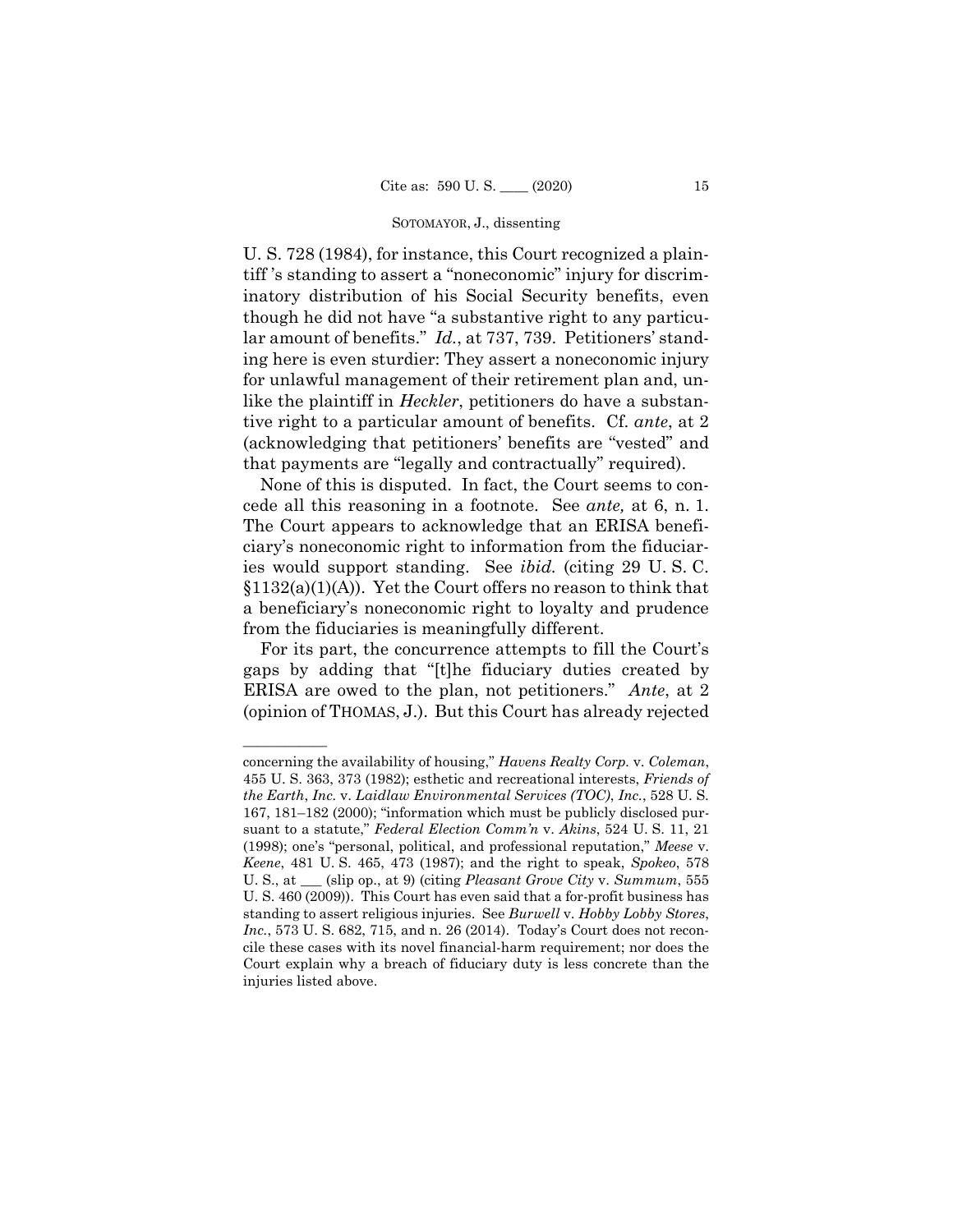U. S. 728 (1984), for instance, this Court recognized a plaintiff 's standing to assert a "noneconomic" injury for discriminatory distribution of his Social Security benefits, even though he did not have "a substantive right to any particular amount of benefits." *Id.*, at 737, 739. Petitioners' standing here is even sturdier: They assert a noneconomic injury for unlawful management of their retirement plan and, unlike the plaintiff in *Heckler*, petitioners do have a substantive right to a particular amount of benefits. Cf. *ante*, at 2 (acknowledging that petitioners' benefits are "vested" and that payments are "legally and contractually" required).

None of this is disputed. In fact, the Court seems to concede all this reasoning in a footnote. See *ante,* at 6, n. 1. The Court appears to acknowledge that an ERISA beneficiary's noneconomic right to information from the fiduciaries would support standing. See *ibid.* (citing 29 U. S. C. §1132(a)(1)(A)). Yet the Court offers no reason to think that a beneficiary's noneconomic right to loyalty and prudence from the fiduciaries is meaningfully different.

For its part, the concurrence attempts to fill the Court's gaps by adding that "[t]he fiduciary duties created by ERISA are owed to the plan, not petitioners." *Ante*, at 2 (opinion of THOMAS, J.). But this Court has already rejected

---

concerning the availability of housing," *Havens Realty Corp.* v. *Coleman*, 455 U. S. 363, 373 (1982); esthetic and recreational interests, *Friends of the Earth*, *Inc.* v. *Laidlaw Environmental Services (TOC)*, *Inc.*, 528 U. S. 167, 181–182 (2000); "information which must be publicly disclosed pursuant to a statute," *Federal Election Comm'n* v. *Akins*, 524 U. S. 11, 21 (1998); one's "personal, political, and professional reputation," *Meese* v. *Keene*, 481 U. S. 465, 473 (1987); and the right to speak, *Spokeo*, 578 U. S., at \_\_\_ (slip op., at 9) (citing *Pleasant Grove City* v. *Summum*, 555 U. S. 460 (2009)). This Court has even said that a for-profit business has standing to assert religious injuries. See *Burwell* v. *Hobby Lobby Stores*, *Inc.*, 573 U. S. 682, 715, and n. 26 (2014). Today's Court does not reconcile these cases with its novel financial-harm requirement; nor does the Court explain why a breach of fiduciary duty is less concrete than the injuries listed above.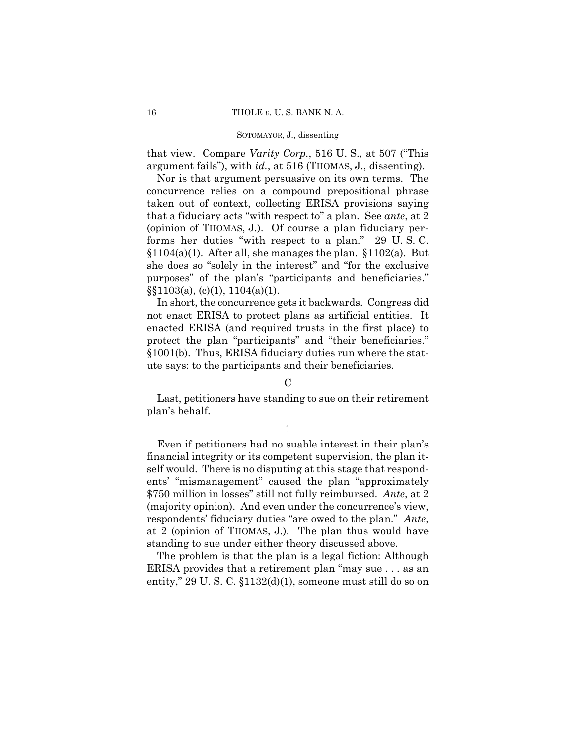that view. Compare *Varity Corp.*, 516 U. S., at 507 ("This argument fails"), with *id.*, at 516 (THOMAS, J., dissenting).

Nor is that argument persuasive on its own terms. The concurrence relies on a compound prepositional phrase taken out of context, collecting ERISA provisions saying that a fiduciary acts "with respect to" a plan. See *ante*, at 2 (opinion of THOMAS, J.). Of course a plan fiduciary performs her duties "with respect to a plan." 29 U. S. C. §1104(a)(1). After all, she manages the plan. §1102(a). But she does so "solely in the interest" and "for the exclusive purposes" of the plan's "participants and beneficiaries." §§1103(a), (c)(1), 1104(a)(1).

In short, the concurrence gets it backwards. Congress did not enact ERISA to protect plans as artificial entities. It enacted ERISA (and required trusts in the first place) to protect the plan "participants" and "their beneficiaries." §1001(b). Thus, ERISA fiduciary duties run where the statute says: to the participants and their beneficiaries.

C

Last, petitioners have standing to sue on their retirement plan's behalf.

1

Even if petitioners had no suable interest in their plan's financial integrity or its competent supervision, the plan itself would. There is no disputing at this stage that respondents' "mismanagement" caused the plan "approximately $750 million in losses" still not fully reimbursed. *Ante*, at 2 (majority opinion). And even under the concurrence's view, respondents' fiduciary duties "are owed to the plan." *Ante*, at 2 (opinion of THOMAS, J.). The plan thus would have standing to sue under either theory discussed above.

The problem is that the plan is a legal fiction: Although ERISA provides that a retirement plan "may sue . . . as an entity," 29 U. S. C. §1132(d)(1), someone must still do so on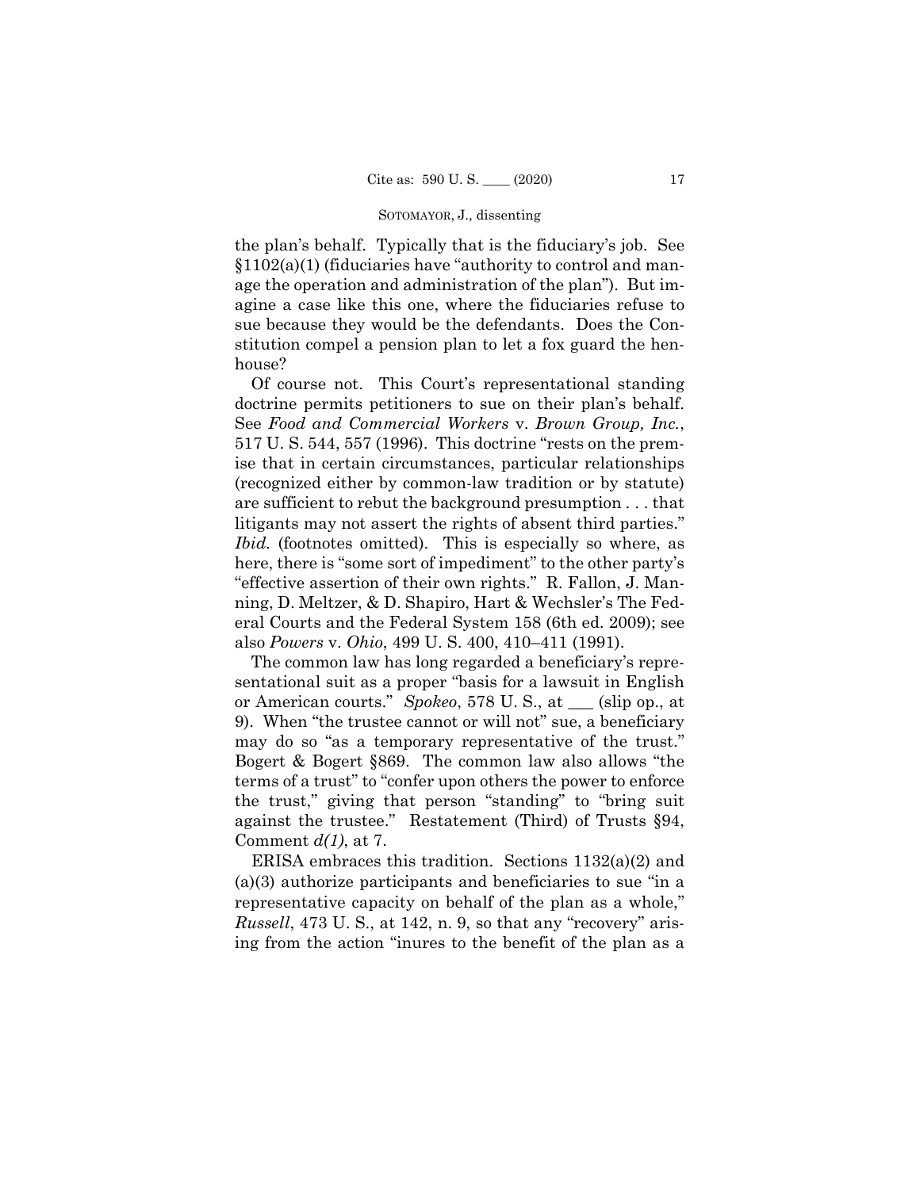the plan's behalf. Typically that is the fiduciary's job. See §1102(a)(1) (fiduciaries have "authority to control and manage the operation and administration of the plan"). But imagine a case like this one, where the fiduciaries refuse to sue because they would be the defendants. Does the Constitution compel a pension plan to let a fox guard the henhouse?

Of course not. This Court's representational standing doctrine permits petitioners to sue on their plan's behalf. See *Food and Commercial Workers* v. *Brown Group, Inc.*, 517 U. S. 544, 557 (1996). This doctrine "rests on the premise that in certain circumstances, particular relationships (recognized either by common-law tradition or by statute) are sufficient to rebut the background presumption . . . that litigants may not assert the rights of absent third parties." *Ibid.* (footnotes omitted). This is especially so where, as here, there is "some sort of impediment" to the other party's "effective assertion of their own rights." R. Fallon, J. Manning, D. Meltzer, & D. Shapiro, Hart & Wechsler's The Federal Courts and the Federal System 158 (6th ed. 2009); see also *Powers* v. *Ohio*, 499 U. S. 400, 410–411 (1991).

The common law has long regarded a beneficiary's representational suit as a proper "basis for a lawsuit in English or American courts." *Spokeo*, 578 U. S., at ___ (slip op., at 9). When "the trustee cannot or will not" sue, a beneficiary may do so "as a temporary representative of the trust." Bogert & Bogert §869. The common law also allows "the terms of a trust" to "confer upon others the power to enforce the trust," giving that person "standing" to "bring suit against the trustee." Restatement (Third) of Trusts §94, Comment *d(1)*, at 7.

ERISA embraces this tradition. Sections 1132(a)(2) and (a)(3) authorize participants and beneficiaries to sue "in a representative capacity on behalf of the plan as a whole," *Russell*, 473 U. S., at 142, n. 9, so that any "recovery" arising from the action "inures to the benefit of the plan as a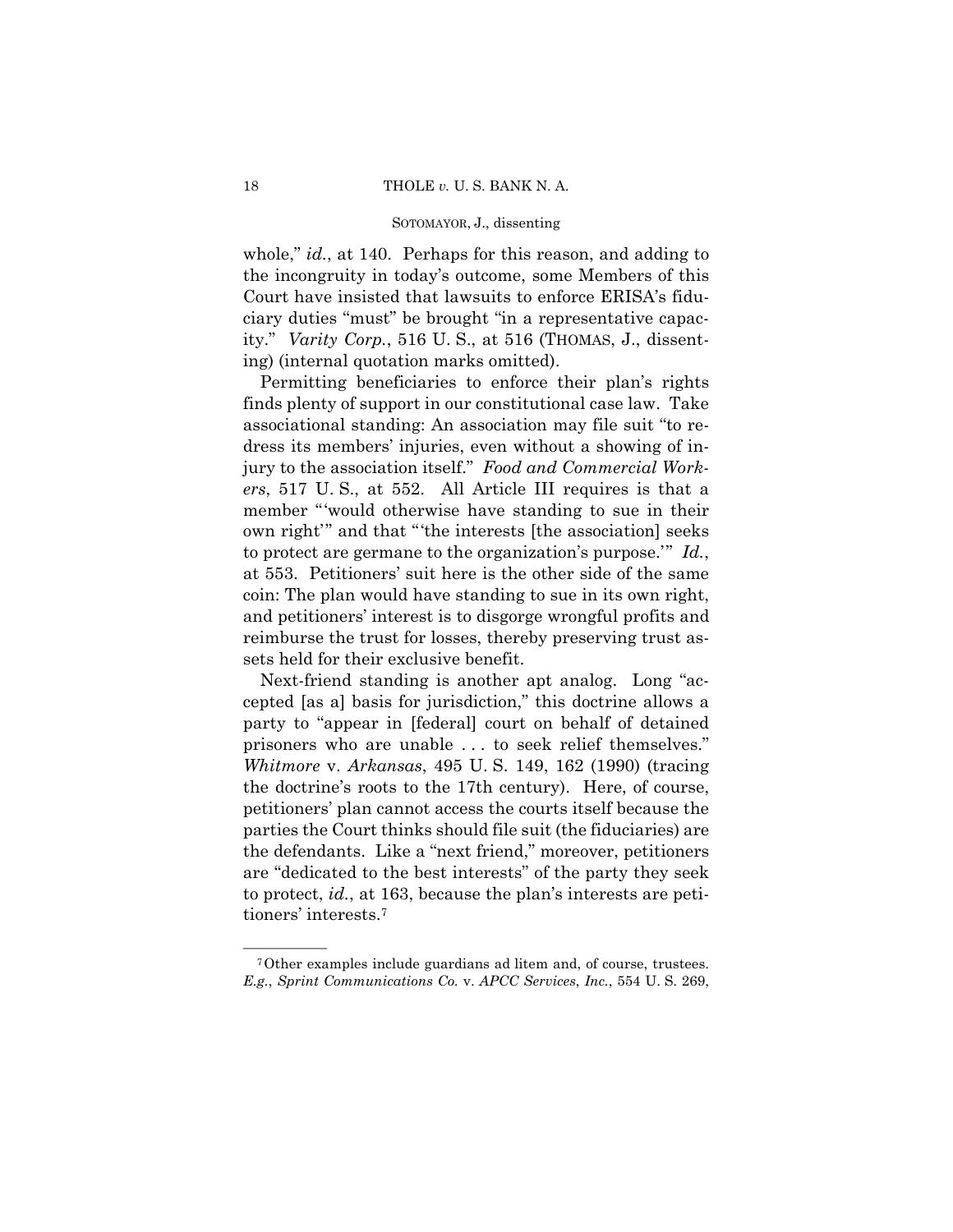whole," *id.*, at 140. Perhaps for this reason, and adding to the incongruity in today's outcome, some Members of this Court have insisted that lawsuits to enforce ERISA's fiduciary duties "must" be brought "in a representative capacity." *Varity Corp.*, 516 U. S., at 516 (THOMAS, J., dissenting) (internal quotation marks omitted).

Permitting beneficiaries to enforce their plan's rights finds plenty of support in our constitutional case law. Take associational standing: An association may file suit "to redress its members' injuries, even without a showing of injury to the association itself." *Food and Commercial Workers*, 517 U. S., at 552. All Article III requires is that a member "'would otherwise have standing to sue in their own right'" and that "'the interests [the association] seeks to protect are germane to the organization's purpose.'" *Id.*, at 553. Petitioners' suit here is the other side of the same coin: The plan would have standing to sue in its own right, and petitioners' interest is to disgorge wrongful profits and reimburse the trust for losses, thereby preserving trust assets held for their exclusive benefit.

Next-friend standing is another apt analog. Long "accepted [as a] basis for jurisdiction," this doctrine allows a party to "appear in [federal] court on behalf of detained prisoners who are unable . . . to seek relief themselves." *Whitmore* v. *Arkansas*, 495 U. S. 149, 162 (1990) (tracing the doctrine's roots to the 17th century). Here, of course, petitioners' plan cannot access the courts itself because the parties the Court thinks should file suit (the fiduciaries) are the defendants. Like a "next friend," moreover, petitioners are "dedicated to the best interests" of the party they seek to protect, *id.*, at 163, because the plan's interests are petitioners' interests.[7]

---

[7] Other examples include guardians ad litem and, of course, trustees. *E.g.*, *Sprint Communications Co.* v. *APCC Services*, *Inc.*, 554 U. S. 269,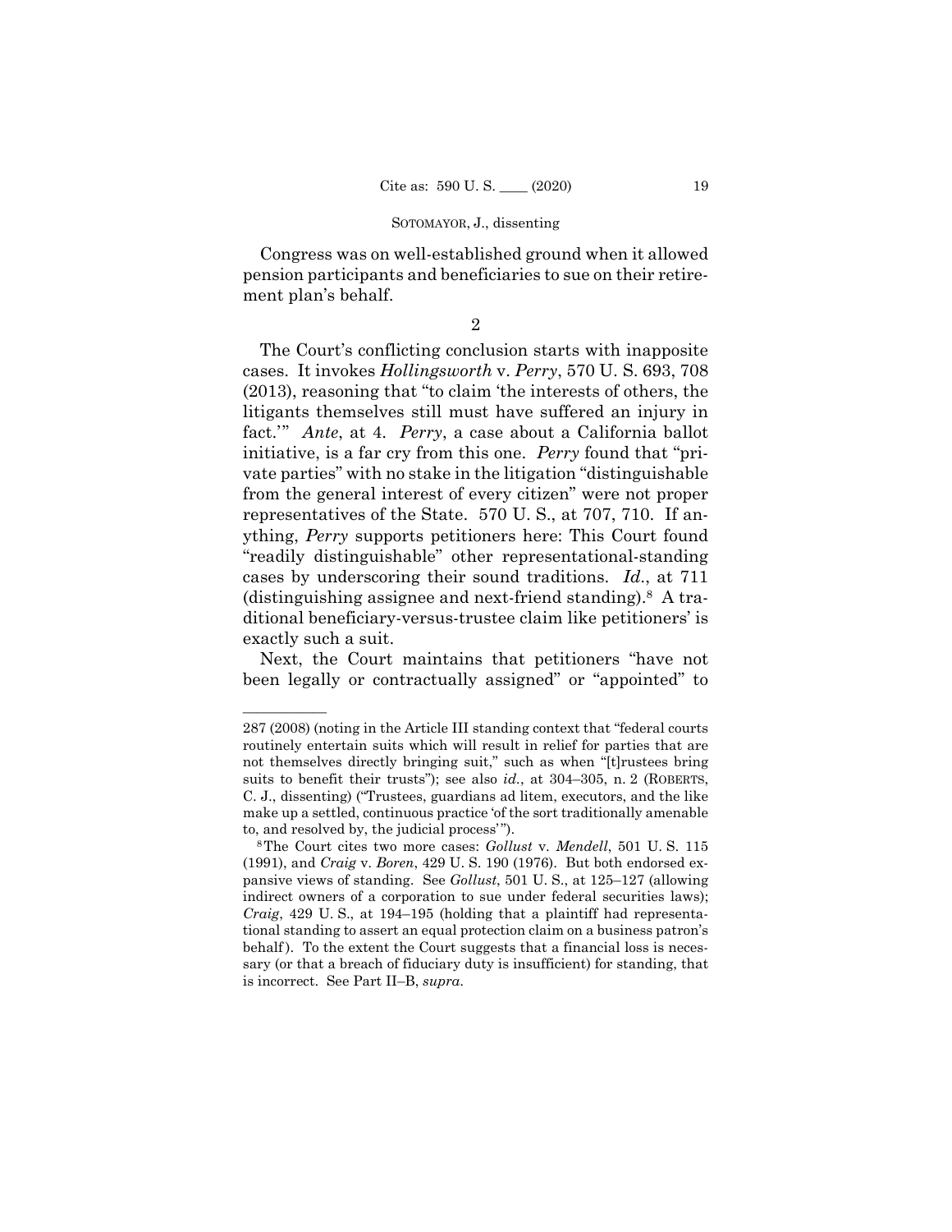Congress was on well-established ground when it allowed pension participants and beneficiaries to sue on their retirement plan's behalf.

2

The Court's conflicting conclusion starts with inapposite cases. It invokes *Hollingsworth* v. *Perry*, 570 U. S. 693, 708 (2013), reasoning that "to claim 'the interests of others, the litigants themselves still must have suffered an injury in fact.'" *Ante*, at 4. *Perry*, a case about a California ballot initiative, is a far cry from this one. *Perry* found that "private parties" with no stake in the litigation "distinguishable from the general interest of every citizen" were not proper representatives of the State. 570 U. S., at 707, 710. If anything, *Perry* supports petitioners here: This Court found "readily distinguishable" other representational-standing cases by underscoring their sound traditions. *Id*., at 711 (distinguishing assignee and next-friend standing).[8] A traditional beneficiary-versus-trustee claim like petitioners' is exactly such a suit.

Next, the Court maintains that petitioners "have not been legally or contractually assigned" or "appointed" to

---

287 (2008) (noting in the Article III standing context that "federal courts routinely entertain suits which will result in relief for parties that are not themselves directly bringing suit," such as when "[t]rustees bring suits to benefit their trusts"); see also *id*., at 304–305, n. 2 (ROBERTS, C. J., dissenting) ("Trustees, guardians ad litem, executors, and the like make up a settled, continuous practice 'of the sort traditionally amenable to, and resolved by, the judicial process'").

[8] The Court cites two more cases: *Gollust* v. *Mendell*, 501 U. S. 115 (1991), and *Craig* v. *Boren*, 429 U. S. 190 (1976). But both endorsed expansive views of standing. See *Gollust*, 501 U. S., at 125–127 (allowing indirect owners of a corporation to sue under federal securities laws); *Craig*, 429 U. S., at 194–195 (holding that a plaintiff had representational standing to assert an equal protection claim on a business patron's behalf). To the extent the Court suggests that a financial loss is necessary (or that a breach of fiduciary duty is insufficient) for standing, that is incorrect. See Part II–B, *supra*.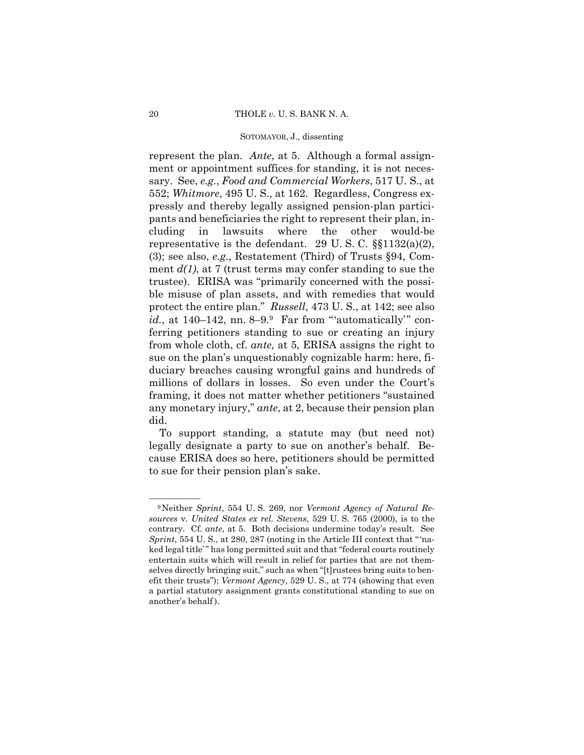represent the plan. *Ante*, at 5. Although a formal assignment or appointment suffices for standing, it is not necessary. See, *e.g.*, *Food and Commercial Workers*, 517 U. S., at 552; *Whitmore*, 495 U. S., at 162. Regardless, Congress expressly and thereby legally assigned pension-plan participants and beneficiaries the right to represent their plan, including in lawsuits where the other would-be representative is the defendant. 29 U. S. C. §§1132(a)(2), (3); see also, *e.g.*, Restatement (Third) of Trusts §94, Comment *d(1)*, at 7 (trust terms may confer standing to sue the trustee). ERISA was "primarily concerned with the possible misuse of plan assets, and with remedies that would protect the entire plan." *Russell*, 473 U. S., at 142; see also *id.*, at 140–142, nn. 8–9.[9] Far from "'automatically'" conferring petitioners standing to sue or creating an injury from whole cloth, cf. *ante,* at 5, ERISA assigns the right to sue on the plan's unquestionably cognizable harm: here, fiduciary breaches causing wrongful gains and hundreds of millions of dollars in losses. So even under the Court's framing, it does not matter whether petitioners "sustained any monetary injury," *ante*, at 2, because their pension plan did.

To support standing, a statute may (but need not) legally designate a party to sue on another's behalf. Because ERISA does so here, petitioners should be permitted to sue for their pension plan's sake.

---

[9] Neither *Sprint*, 554 U. S. 269, nor *Vermont Agency of Natural Resources* v. *United States ex rel. Stevens*, 529 U. S. 765 (2000), is to the contrary. Cf. *ante*, at 5. Both decisions undermine today's result. See *Sprint*, 554 U. S., at 280, 287 (noting in the Article III context that "'naked legal title'" has long permitted suit and that "federal courts routinely entertain suits which will result in relief for parties that are not themselves directly bringing suit," such as when "[t]rustees bring suits to benefit their trusts"); *Vermont Agency*, 529 U. S., at 774 (showing that even a partial statutory assignment grants constitutional standing to sue on another's behalf).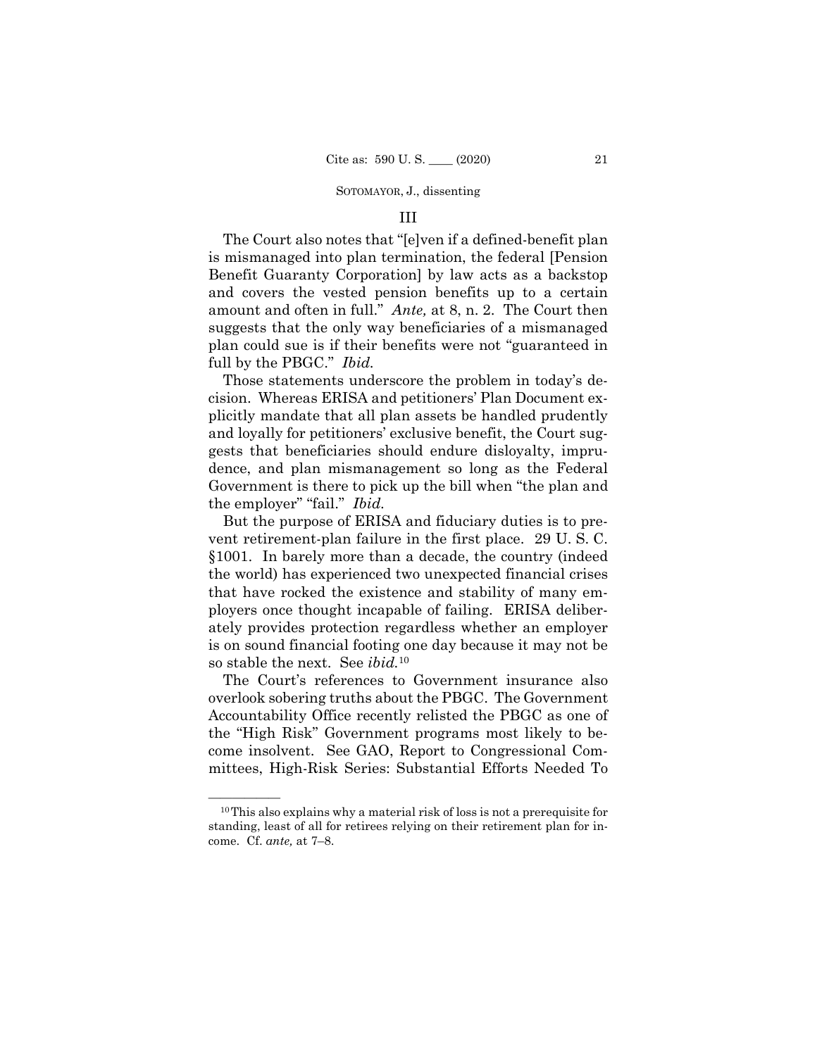### III

The Court also notes that "[e]ven if a defined-benefit plan is mismanaged into plan termination, the federal [Pension Benefit Guaranty Corporation] by law acts as a backstop and covers the vested pension benefits up to a certain amount and often in full." *Ante,* at 8, n. 2. The Court then suggests that the only way beneficiaries of a mismanaged plan could sue is if their benefits were not "guaranteed in full by the PBGC." *Ibid.*

Those statements underscore the problem in today's decision. Whereas ERISA and petitioners' Plan Document explicitly mandate that all plan assets be handled prudently and loyally for petitioners' exclusive benefit, the Court suggests that beneficiaries should endure disloyalty, imprudence, and plan mismanagement so long as the Federal Government is there to pick up the bill when "the plan and the employer" "fail." *Ibid.*

But the purpose of ERISA and fiduciary duties is to prevent retirement-plan failure in the first place. 29 U. S. C. §1001. In barely more than a decade, the country (indeed the world) has experienced two unexpected financial crises that have rocked the existence and stability of many employers once thought incapable of failing. ERISA deliberately provides protection regardless whether an employer is on sound financial footing one day because it may not be so stable the next. See *ibid.*[10]

The Court's references to Government insurance also overlook sobering truths about the PBGC. The Government Accountability Office recently relisted the PBGC as one of the "High Risk" Government programs most likely to become insolvent. See GAO, Report to Congressional Committees, High-Risk Series: Substantial Efforts Needed To

---

[10] This also explains why a material risk of loss is not a prerequisite for standing, least of all for retirees relying on their retirement plan for income. Cf. *ante,* at 7–8.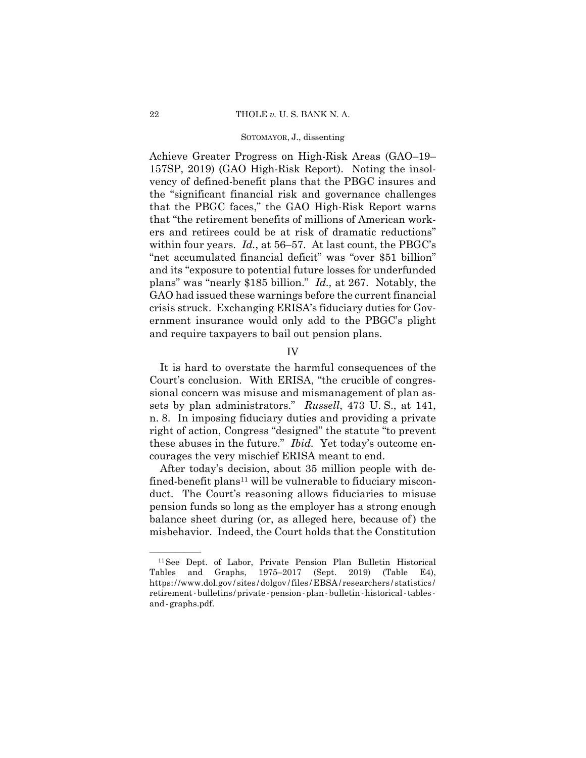Achieve Greater Progress on High-Risk Areas (GAO–19–157SP, 2019) (GAO High-Risk Report). Noting the insolvency of defined-benefit plans that the PBGC insures and the "significant financial risk and governance challenges that the PBGC faces," the GAO High-Risk Report warns that "the retirement benefits of millions of American workers and retirees could be at risk of dramatic reductions" within four years. *Id.*, at 56–57. At last count, the PBGC's "net accumulated financial deficit" was "over $51 billion" and its "exposure to potential future losses for underfunded plans" was "nearly $185 billion." *Id.,* at 267. Notably, the GAO had issued these warnings before the current financial crisis struck. Exchanging ERISA's fiduciary duties for Government insurance would only add to the PBGC's plight and require taxpayers to bail out pension plans.

## IV

It is hard to overstate the harmful consequences of the Court's conclusion. With ERISA, "the crucible of congressional concern was misuse and mismanagement of plan assets by plan administrators." *Russell*, 473 U. S., at 141, n. 8. In imposing fiduciary duties and providing a private right of action, Congress "designed" the statute "to prevent these abuses in the future." *Ibid.* Yet today's outcome encourages the very mischief ERISA meant to end.

After today's decision, about 35 million people with defined-benefit plans[11] will be vulnerable to fiduciary misconduct. The Court's reasoning allows fiduciaries to misuse pension funds so long as the employer has a strong enough balance sheet during (or, as alleged here, because of) the misbehavior. Indeed, the Court holds that the Constitution

---

[11] See Dept. of Labor, Private Pension Plan Bulletin Historical Tables and Graphs, 1975–2017 (Sept. 2019) (Table E4), https://www.dol.gov/sites/dolgov/files/EBSA/researchers/statistics/retirement-bulletins/private-pension-plan-bulletin-historical-tables-and-graphs.pdf.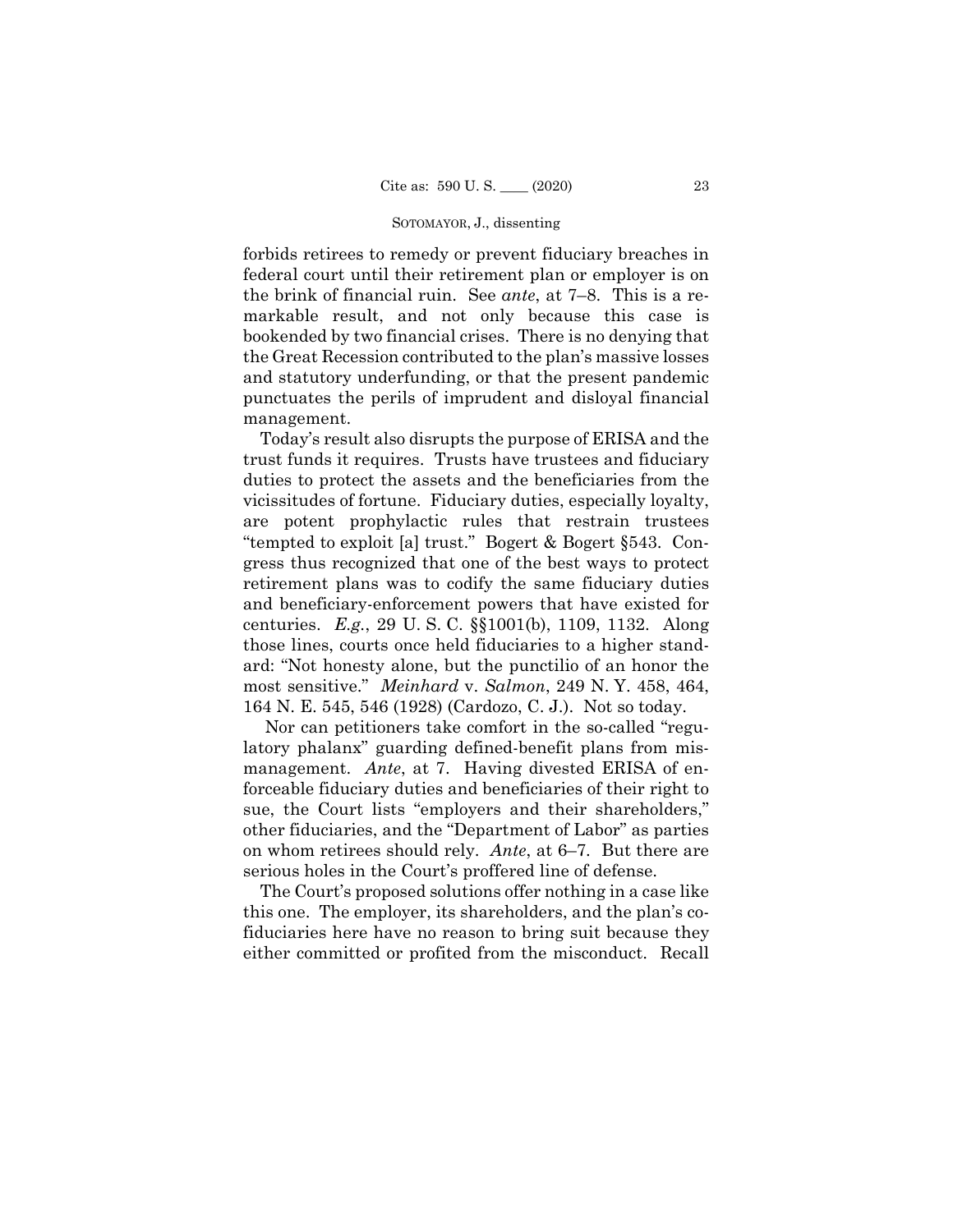forbids retirees to remedy or prevent fiduciary breaches in federal court until their retirement plan or employer is on the brink of financial ruin. See *ante*, at 7–8. This is a remarkable result, and not only because this case is bookended by two financial crises. There is no denying that the Great Recession contributed to the plan's massive losses and statutory underfunding, or that the present pandemic punctuates the perils of imprudent and disloyal financial management.

Today's result also disrupts the purpose of ERISA and the trust funds it requires. Trusts have trustees and fiduciary duties to protect the assets and the beneficiaries from the vicissitudes of fortune. Fiduciary duties, especially loyalty, are potent prophylactic rules that restrain trustees "tempted to exploit [a] trust." Bogert & Bogert §543. Congress thus recognized that one of the best ways to protect retirement plans was to codify the same fiduciary duties and beneficiary-enforcement powers that have existed for centuries. *E.g.*, 29 U. S. C. §§1001(b), 1109, 1132. Along those lines, courts once held fiduciaries to a higher standard: "Not honesty alone, but the punctilio of an honor the most sensitive." *Meinhard* v. *Salmon*, 249 N. Y. 458, 464, 164 N. E. 545, 546 (1928) (Cardozo, C. J.). Not so today.

Nor can petitioners take comfort in the so-called "regulatory phalanx" guarding defined-benefit plans from mismanagement. *Ante*, at 7. Having divested ERISA of enforceable fiduciary duties and beneficiaries of their right to sue, the Court lists "employers and their shareholders," other fiduciaries, and the "Department of Labor" as parties on whom retirees should rely. *Ante*, at 6–7. But there are serious holes in the Court's proffered line of defense.

The Court's proposed solutions offer nothing in a case like this one. The employer, its shareholders, and the plan's co-fiduciaries here have no reason to bring suit because they either committed or profited from the misconduct. Recall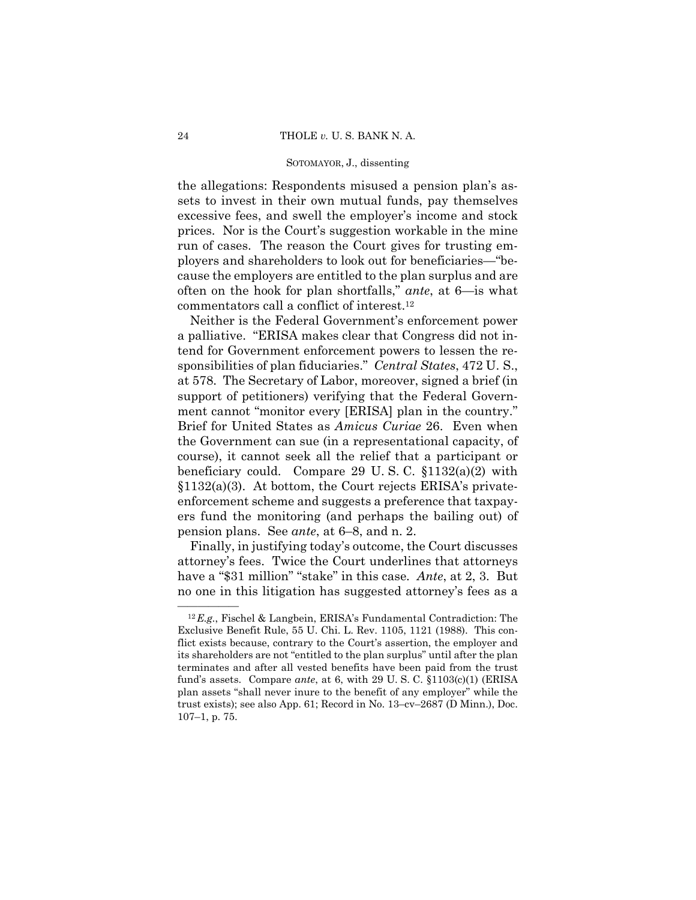the allegations: Respondents misused a pension plan's assets to invest in their own mutual funds, pay themselves excessive fees, and swell the employer's income and stock prices. Nor is the Court's suggestion workable in the mine run of cases. The reason the Court gives for trusting employers and shareholders to look out for beneficiaries—"because the employers are entitled to the plan surplus and are often on the hook for plan shortfalls," *ante*, at 6—is what commentators call a conflict of interest.[12]

Neither is the Federal Government's enforcement power a palliative. "ERISA makes clear that Congress did not intend for Government enforcement powers to lessen the responsibilities of plan fiduciaries." *Central States*, 472 U. S., at 578. The Secretary of Labor, moreover, signed a brief (in support of petitioners) verifying that the Federal Government cannot "monitor every [ERISA] plan in the country." Brief for United States as *Amicus Curiae* 26. Even when the Government can sue (in a representational capacity, of course), it cannot seek all the relief that a participant or beneficiary could. Compare 29 U. S. C. §1132(a)(2) with §1132(a)(3). At bottom, the Court rejects ERISA's private-enforcement scheme and suggests a preference that taxpayers fund the monitoring (and perhaps the bailing out) of pension plans. See *ante*, at 6–8, and n. 2.

Finally, in justifying today's outcome, the Court discusses attorney's fees. Twice the Court underlines that attorneys have a "$31 million" "stake" in this case. *Ante*, at 2, 3. But no one in this litigation has suggested attorney's fees as a

---

[12] *E.g.*, Fischel & Langbein, ERISA's Fundamental Contradiction: The Exclusive Benefit Rule, 55 U. Chi. L. Rev. 1105, 1121 (1988). This conflict exists because, contrary to the Court's assertion, the employer and its shareholders are not "entitled to the plan surplus" until after the plan terminates and after all vested benefits have been paid from the trust fund's assets. Compare *ante*, at 6, with 29 U. S. C. §1103(c)(1) (ERISA plan assets "shall never inure to the benefit of any employer" while the trust exists); see also App. 61; Record in No. 13–cv–2687 (D Minn.), Doc. 107–1, p. 75.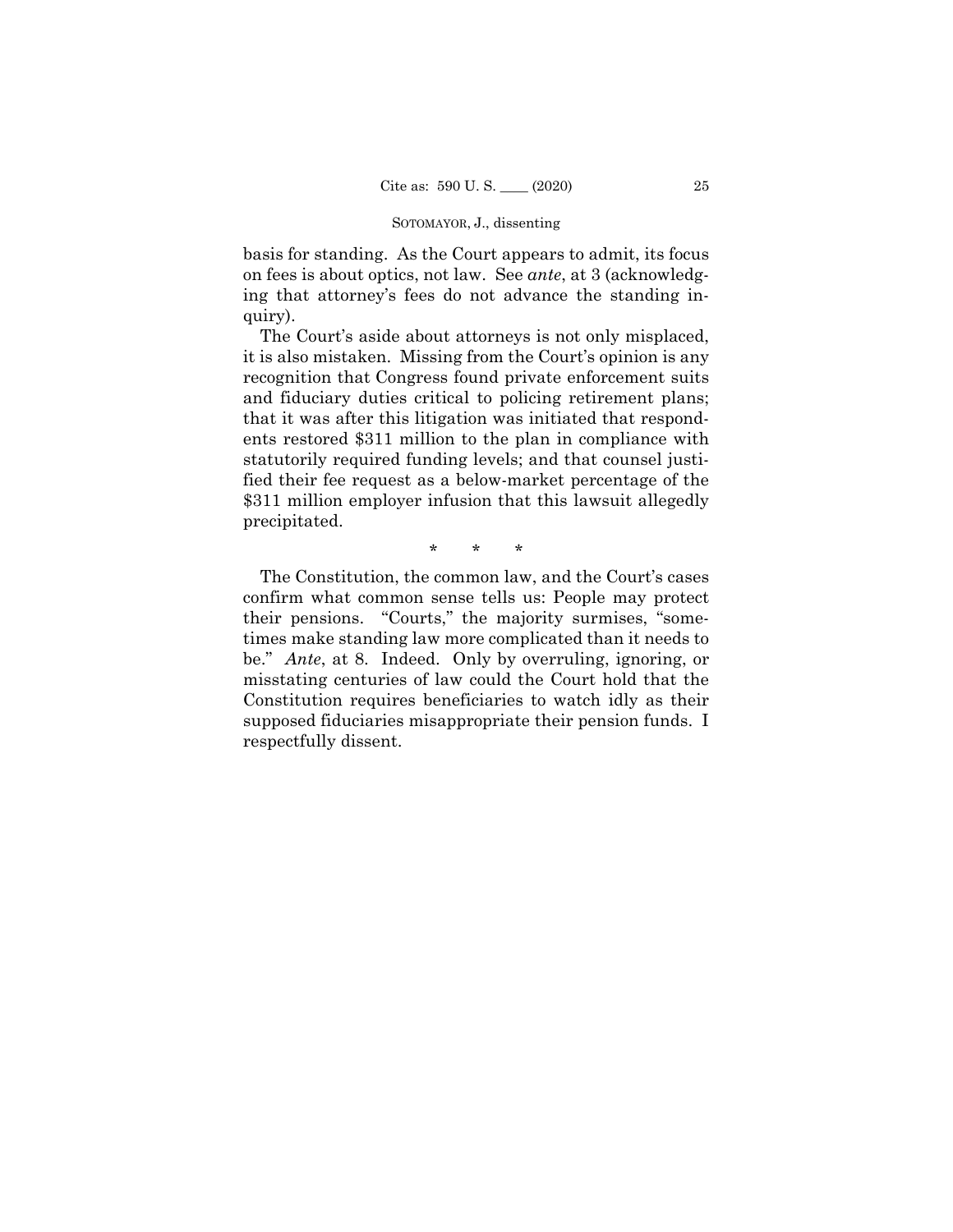basis for standing. As the Court appears to admit, its focus on fees is about optics, not law. See *ante*, at 3 (acknowledging that attorney's fees do not advance the standing inquiry).

The Court's aside about attorneys is not only misplaced, it is also mistaken. Missing from the Court's opinion is any recognition that Congress found private enforcement suits and fiduciary duties critical to policing retirement plans; that it was after this litigation was initiated that respondents restored $311 million to the plan in compliance with statutorily required funding levels; and that counsel justified their fee request as a below-market percentage of the $311 million employer infusion that this lawsuit allegedly precipitated.

\* \* \*

The Constitution, the common law, and the Court's cases confirm what common sense tells us: People may protect their pensions. "Courts," the majority surmises, "sometimes make standing law more complicated than it needs to be." *Ante*, at 8. Indeed. Only by overruling, ignoring, or misstating centuries of law could the Court hold that the Constitution requires beneficiaries to watch idly as their supposed fiduciaries misappropriate their pension funds. I respectfully dissent.